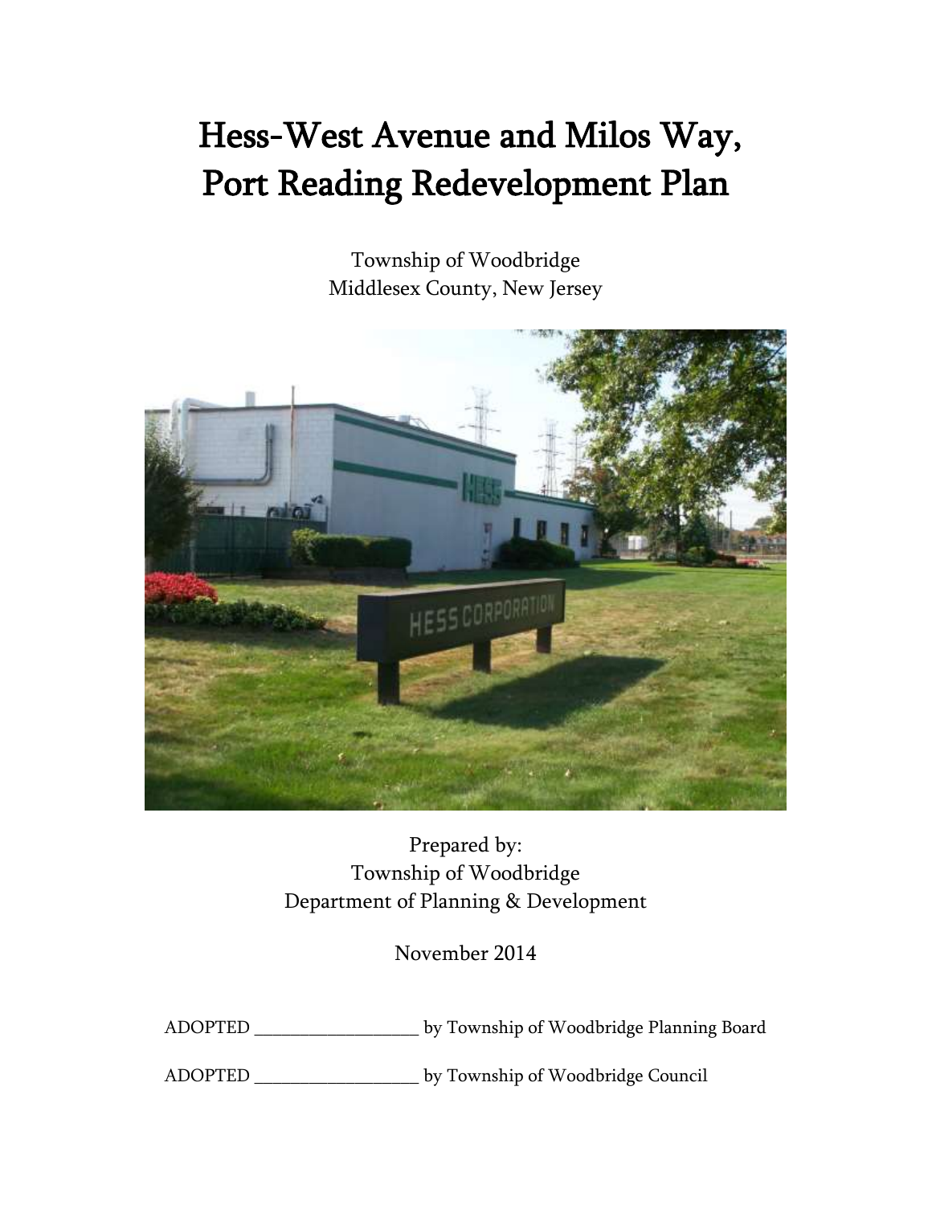# Hess-West Avenue and Milos Way, Port Reading Redevelopment Plan

Township of Woodbridge
Middlesex County, New Jersey

Prepared by:
Township of Woodbridge
Department of Planning & Development

November 2014

ADOPTED ___________________ by Township of Woodbridge Planning Board

ADOPTED ___________________ by Township of Woodbridge Council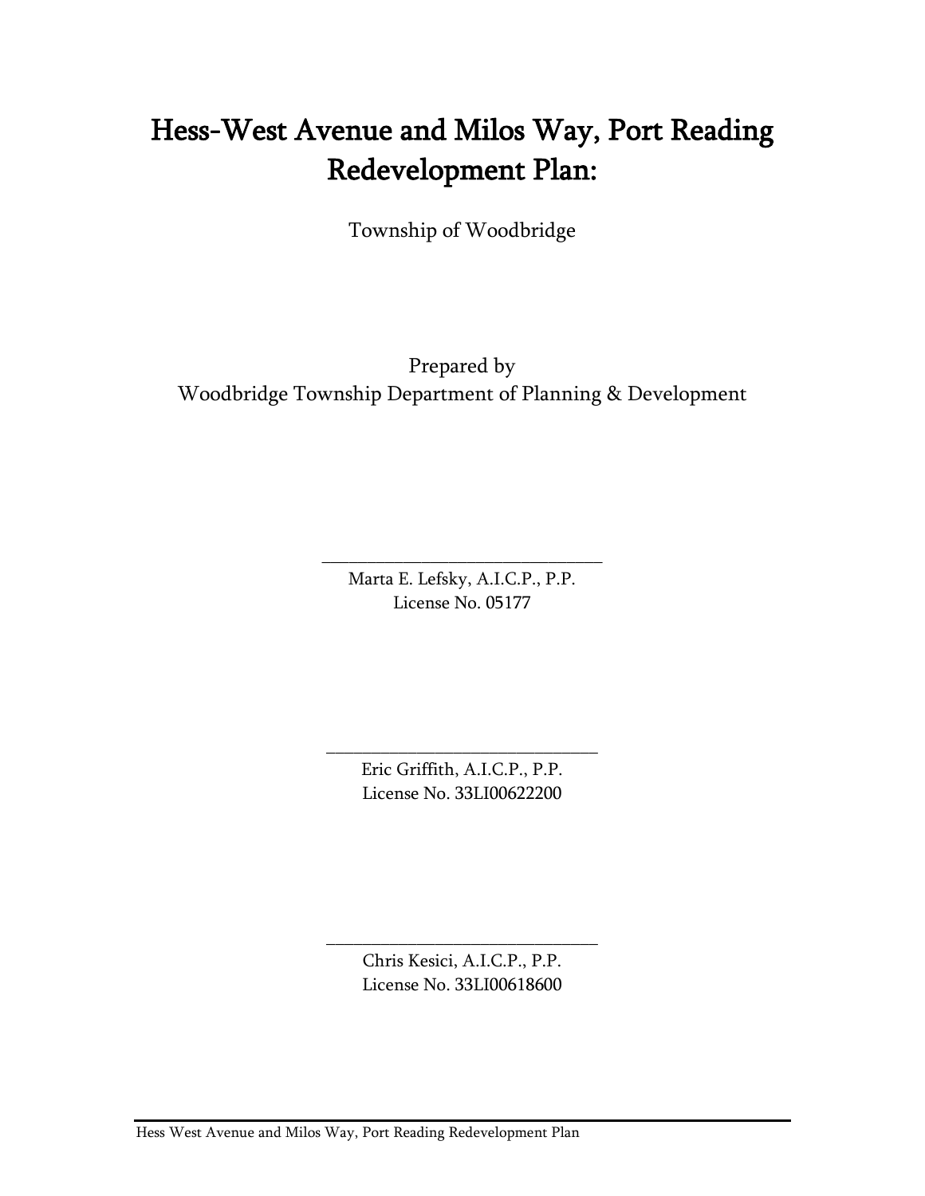# Hess-West Avenue and Milos Way, Port Reading Redevelopment Plan:

Township of Woodbridge

Prepared by
Woodbridge Township Department of Planning & Development

\_\_\_\_\_\_\_\_\_\_\_\_\_\_\_\_\_\_\_\_\_\_\_\_\_\_\_\_\_\_\_\_
Marta E. Lefsky, A.I.C.P., P.P.
License No. 05177

\_\_\_\_\_\_\_\_\_\_\_\_\_\_\_\_\_\_\_\_\_\_\_\_\_\_\_\_\_\_\_\_
Eric Griffith, A.I.C.P., P.P.
License No. 33LI00622200

\_\_\_\_\_\_\_\_\_\_\_\_\_\_\_\_\_\_\_\_\_\_\_\_\_\_\_\_\_\_\_\_
Chris Kesici, A.I.C.P., P.P.
License No. 33LI00618600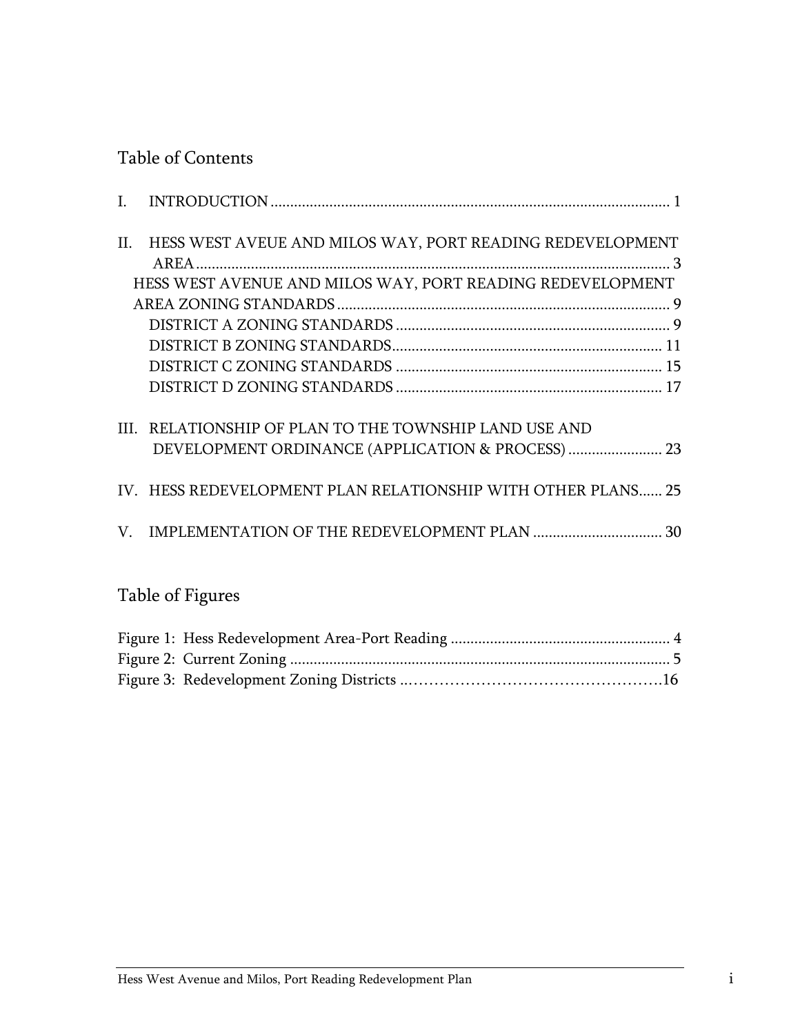## Table of Contents

I. INTRODUCTION ..................................................................................................... 1

II. HESS WEST AVEUE AND MILOS WAY, PORT READING REDEVELOPMENT AREA ......................................................................................................................... 3

HESS WEST AVENUE AND MILOS WAY, PORT READING REDEVELOPMENT AREA ZONING STANDARDS .................................................................................... 9

DISTRICT A ZONING STANDARDS ..................................................................... 9

DISTRICT B ZONING STANDARDS.................................................................... 11

DISTRICT C ZONING STANDARDS .................................................................... 15

DISTRICT D ZONING STANDARDS .................................................................... 17

III. RELATIONSHIP OF PLAN TO THE TOWNSHIP LAND USE AND DEVELOPMENT ORDINANCE (APPLICATION & PROCESS) ........................ 23

IV. HESS REDEVELOPMENT PLAN RELATIONSHIP WITH OTHER PLANS...... 25

V. IMPLEMENTATION OF THE REDEVELOPMENT PLAN ................................. 30

## Table of Figures

Figure 1: Hess Redevelopment Area-Port Reading ....................................................... 4

Figure 2: Current Zoning ................................................................................................ 5

Figure 3: Redevelopment Zoning Districts ..…………………………………………16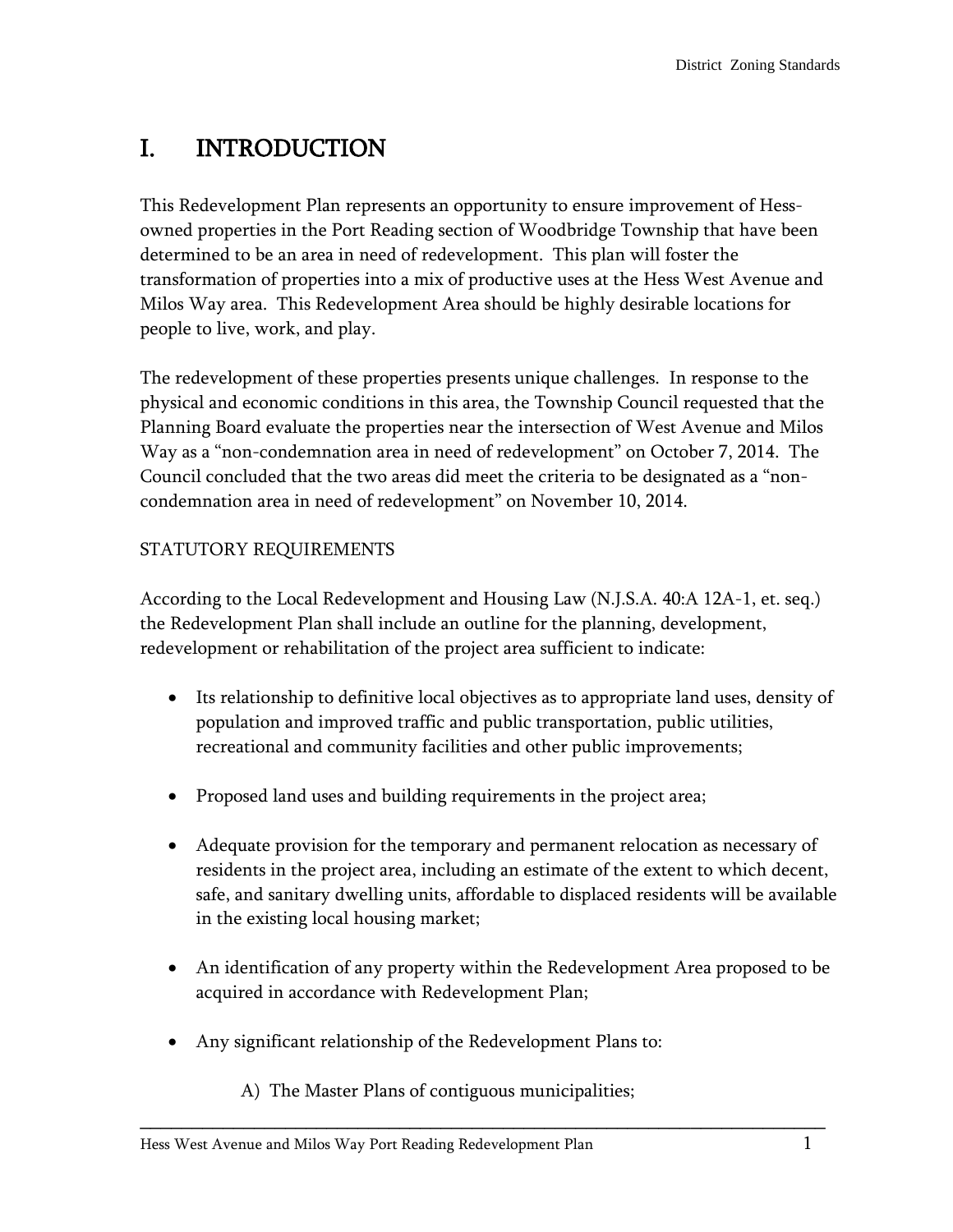# I. INTRODUCTION

This Redevelopment Plan represents an opportunity to ensure improvement of Hess-owned properties in the Port Reading section of Woodbridge Township that have been determined to be an area in need of redevelopment. This plan will foster the transformation of properties into a mix of productive uses at the Hess West Avenue and Milos Way area. This Redevelopment Area should be highly desirable locations for people to live, work, and play.

The redevelopment of these properties presents unique challenges. In response to the physical and economic conditions in this area, the Township Council requested that the Planning Board evaluate the properties near the intersection of West Avenue and Milos Way as a "non-condemnation area in need of redevelopment" on October 7, 2014. The Council concluded that the two areas did meet the criteria to be designated as a "non-condemnation area in need of redevelopment" on November 10, 2014.

STATUTORY REQUIREMENTS

According to the Local Redevelopment and Housing Law (N.J.S.A. 40:A 12A-1, et. seq.) the Redevelopment Plan shall include an outline for the planning, development, redevelopment or rehabilitation of the project area sufficient to indicate:

- Its relationship to definitive local objectives as to appropriate land uses, density of population and improved traffic and public transportation, public utilities, recreational and community facilities and other public improvements;
- Proposed land uses and building requirements in the project area;
- Adequate provision for the temporary and permanent relocation as necessary of residents in the project area, including an estimate of the extent to which decent, safe, and sanitary dwelling units, affordable to displaced residents will be available in the existing local housing market;
- An identification of any property within the Redevelopment Area proposed to be acquired in accordance with Redevelopment Plan;
- Any significant relationship of the Redevelopment Plans to:

  A) The Master Plans of contiguous municipalities;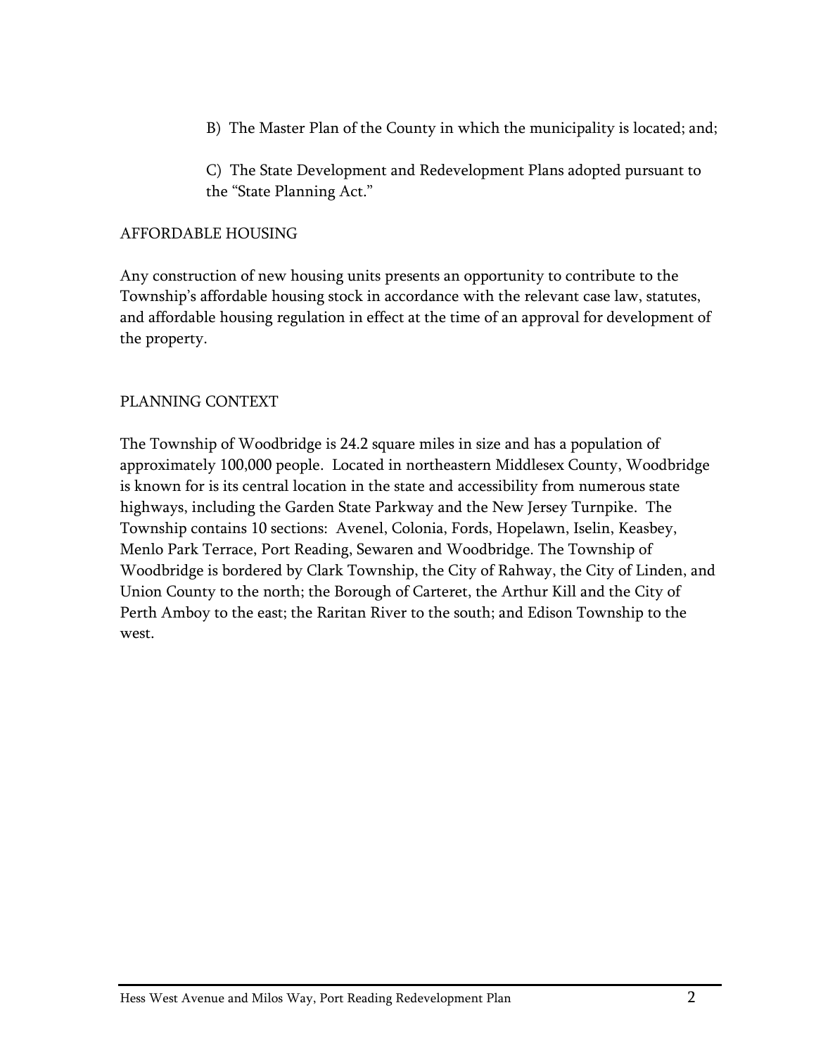B) The Master Plan of the County in which the municipality is located; and;

C) The State Development and Redevelopment Plans adopted pursuant to the "State Planning Act."

## AFFORDABLE HOUSING

Any construction of new housing units presents an opportunity to contribute to the Township's affordable housing stock in accordance with the relevant case law, statutes, and affordable housing regulation in effect at the time of an approval for development of the property.

## PLANNING CONTEXT

The Township of Woodbridge is 24.2 square miles in size and has a population of approximately 100,000 people. Located in northeastern Middlesex County, Woodbridge is known for is its central location in the state and accessibility from numerous state highways, including the Garden State Parkway and the New Jersey Turnpike. The Township contains 10 sections: Avenel, Colonia, Fords, Hopelawn, Iselin, Keasbey, Menlo Park Terrace, Port Reading, Sewaren and Woodbridge. The Township of Woodbridge is bordered by Clark Township, the City of Rahway, the City of Linden, and Union County to the north; the Borough of Carteret, the Arthur Kill and the City of Perth Amboy to the east; the Raritan River to the south; and Edison Township to the west.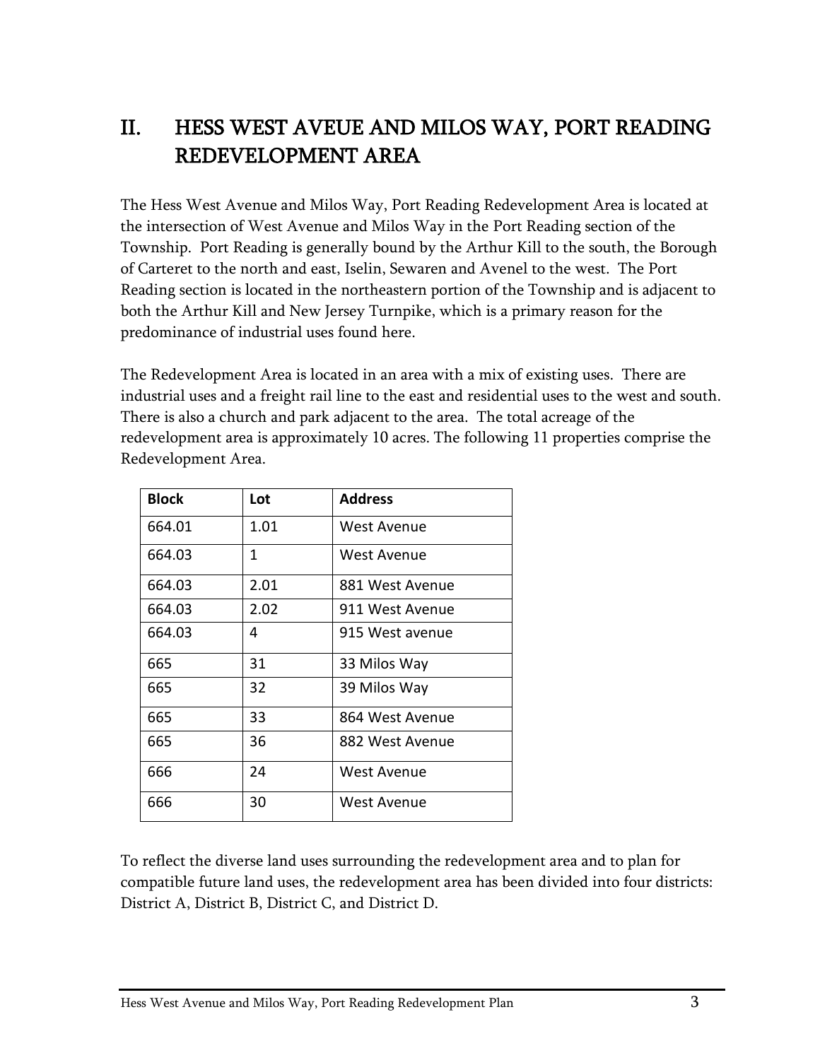# II. HESS WEST AVEUE AND MILOS WAY, PORT READING REDEVELOPMENT AREA

The Hess West Avenue and Milos Way, Port Reading Redevelopment Area is located at the intersection of West Avenue and Milos Way in the Port Reading section of the Township. Port Reading is generally bound by the Arthur Kill to the south, the Borough of Carteret to the north and east, Iselin, Sewaren and Avenel to the west. The Port Reading section is located in the northeastern portion of the Township and is adjacent to both the Arthur Kill and New Jersey Turnpike, which is a primary reason for the predominance of industrial uses found here.

The Redevelopment Area is located in an area with a mix of existing uses. There are industrial uses and a freight rail line to the east and residential uses to the west and south. There is also a church and park adjacent to the area. The total acreage of the redevelopment area is approximately 10 acres. The following 11 properties comprise the Redevelopment Area.

| Block | Lot | Address |
|---|---|---|
| 664.01 | 1.01 | West Avenue |
| 664.03 | 1 | West Avenue |
| 664.03 | 2.01 | 881 West Avenue |
| 664.03 | 2.02 | 911 West Avenue |
| 664.03 | 4 | 915 West avenue |
| 665 | 31 | 33 Milos Way |
| 665 | 32 | 39 Milos Way |
| 665 | 33 | 864 West Avenue |
| 665 | 36 | 882 West Avenue |
| 666 | 24 | West Avenue |
| 666 | 30 | West Avenue |

To reflect the diverse land uses surrounding the redevelopment area and to plan for compatible future land uses, the redevelopment area has been divided into four districts: District A, District B, District C, and District D.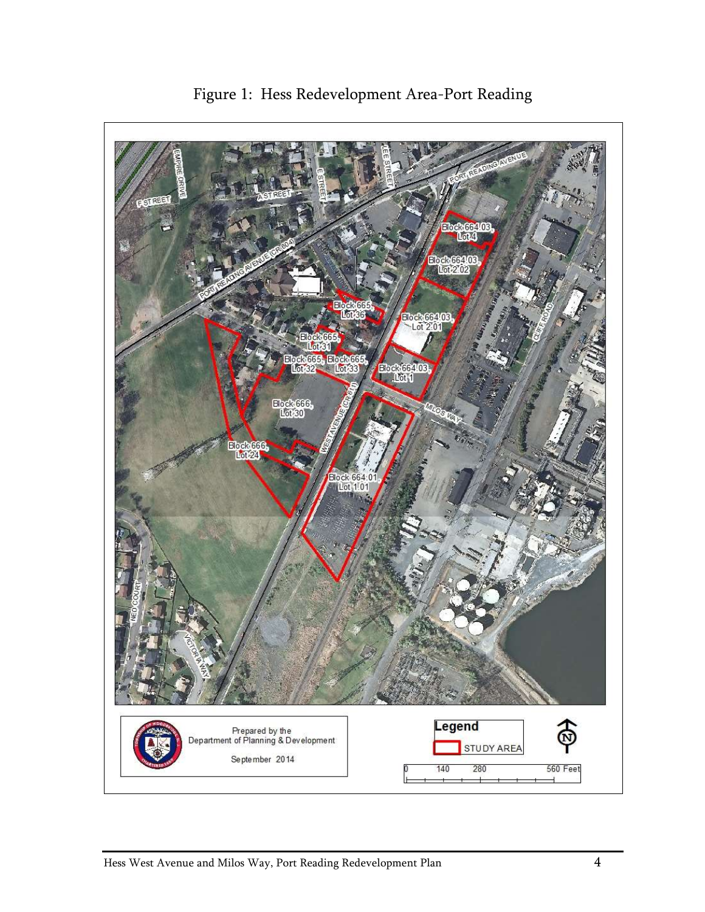Figure 1: Hess Redevelopment Area-Port Reading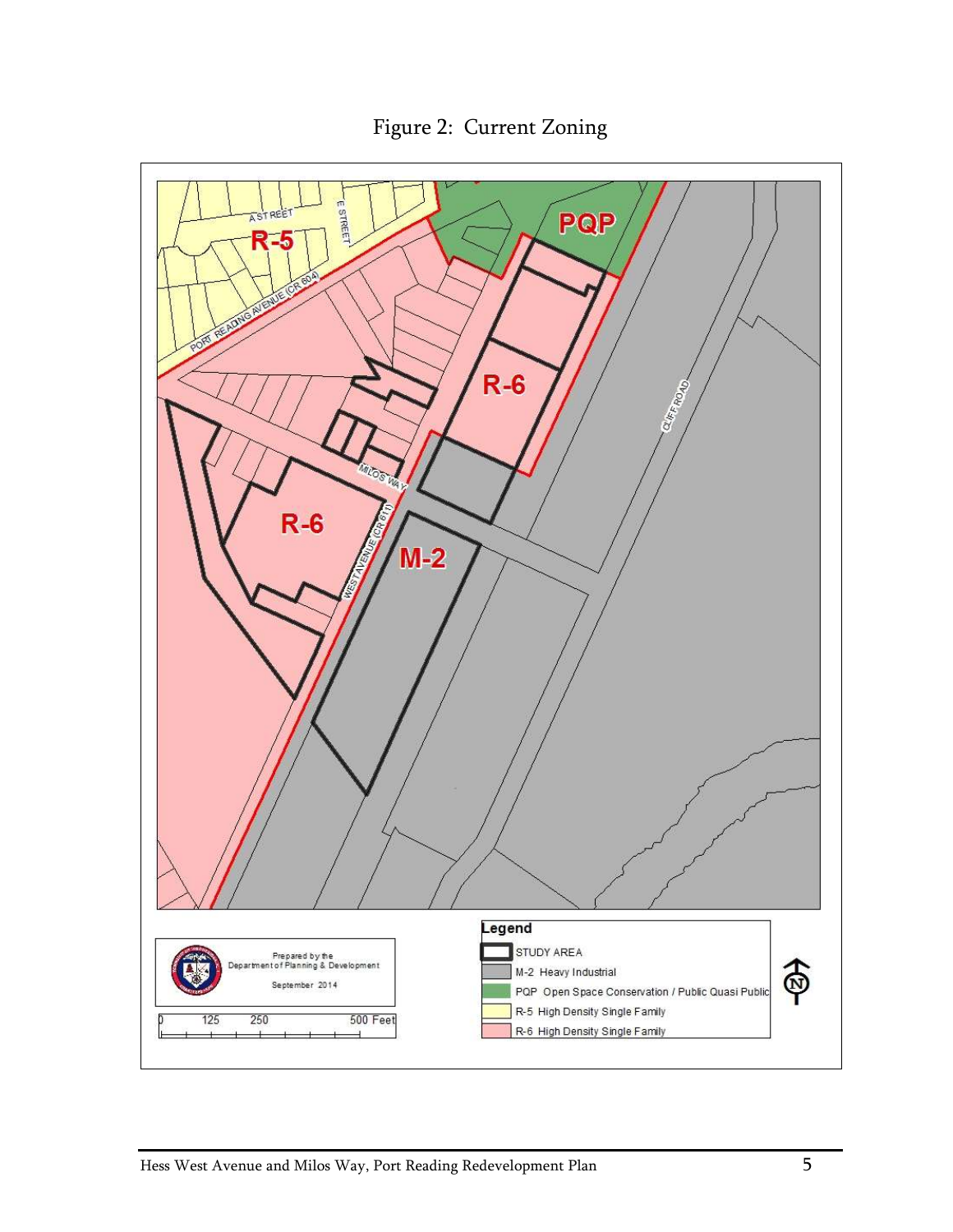Figure 2: Current Zoning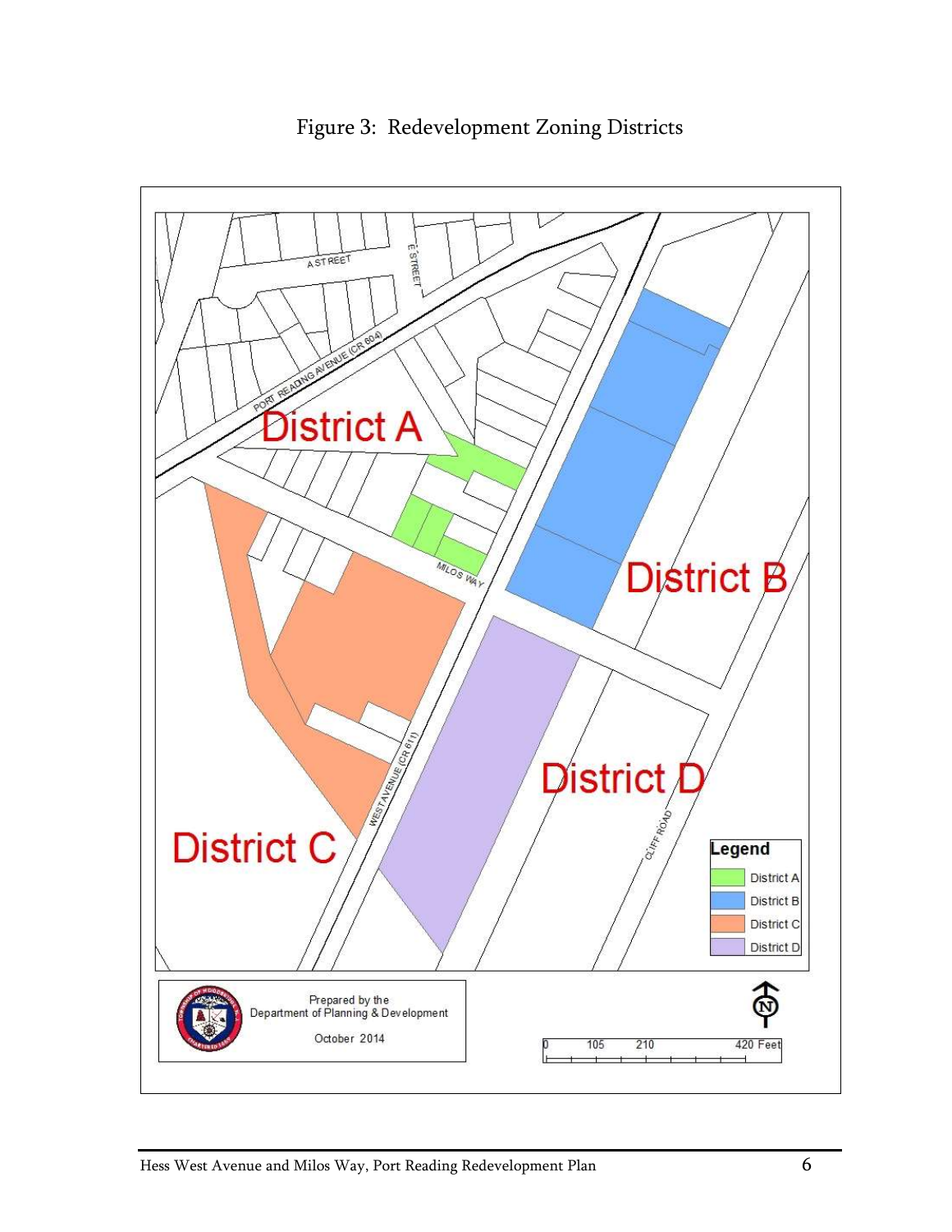Figure 3: Redevelopment Zoning Districts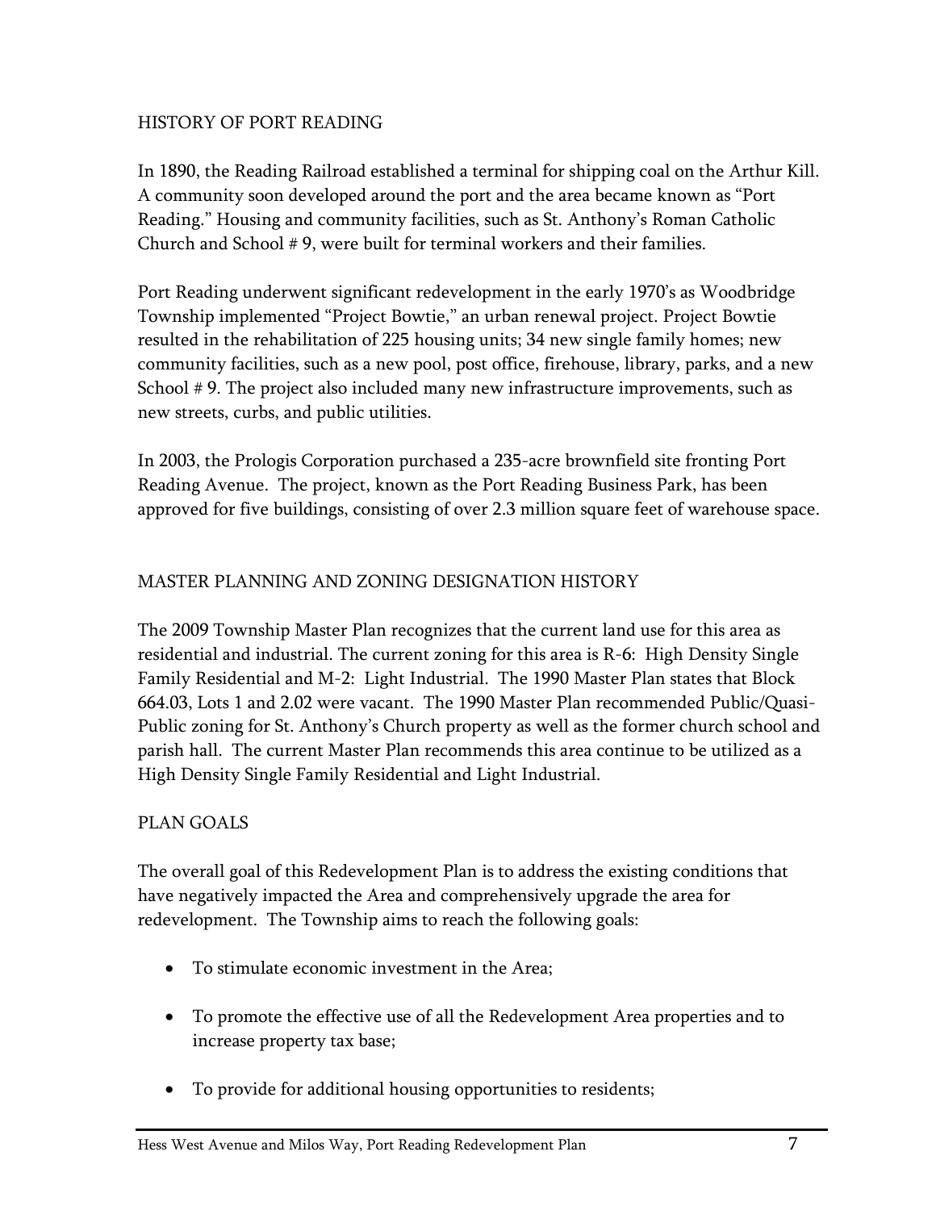## HISTORY OF PORT READING

In 1890, the Reading Railroad established a terminal for shipping coal on the Arthur Kill. A community soon developed around the port and the area became known as "Port Reading." Housing and community facilities, such as St. Anthony's Roman Catholic Church and School # 9, were built for terminal workers and their families.

Port Reading underwent significant redevelopment in the early 1970's as Woodbridge Township implemented "Project Bowtie," an urban renewal project. Project Bowtie resulted in the rehabilitation of 225 housing units; 34 new single family homes; new community facilities, such as a new pool, post office, firehouse, library, parks, and a new School # 9. The project also included many new infrastructure improvements, such as new streets, curbs, and public utilities.

In 2003, the Prologis Corporation purchased a 235-acre brownfield site fronting Port Reading Avenue. The project, known as the Port Reading Business Park, has been approved for five buildings, consisting of over 2.3 million square feet of warehouse space.

## MASTER PLANNING AND ZONING DESIGNATION HISTORY

The 2009 Township Master Plan recognizes that the current land use for this area as residential and industrial. The current zoning for this area is R-6: High Density Single Family Residential and M-2: Light Industrial. The 1990 Master Plan states that Block 664.03, Lots 1 and 2.02 were vacant. The 1990 Master Plan recommended Public/Quasi-Public zoning for St. Anthony's Church property as well as the former church school and parish hall. The current Master Plan recommends this area continue to be utilized as a High Density Single Family Residential and Light Industrial.

## PLAN GOALS

The overall goal of this Redevelopment Plan is to address the existing conditions that have negatively impacted the Area and comprehensively upgrade the area for redevelopment. The Township aims to reach the following goals:

- To stimulate economic investment in the Area;
- To promote the effective use of all the Redevelopment Area properties and to increase property tax base;
- To provide for additional housing opportunities to residents;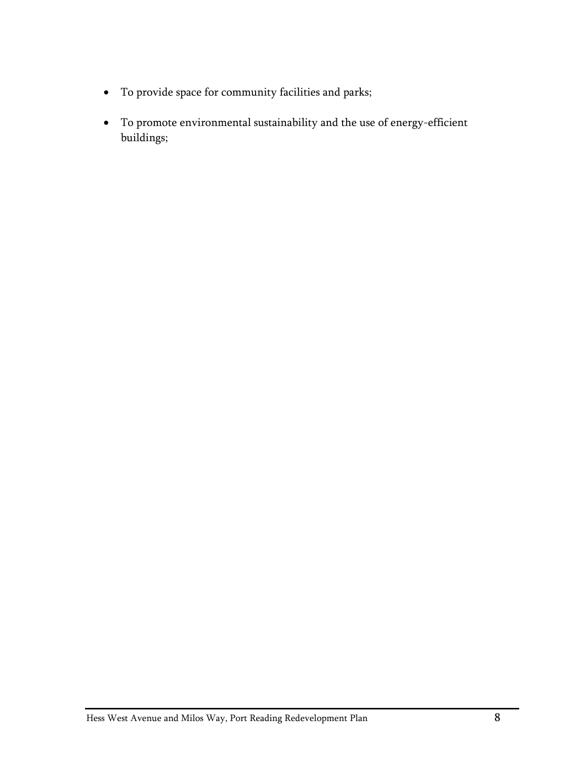- To provide space for community facilities and parks;
- To promote environmental sustainability and the use of energy-efficient buildings;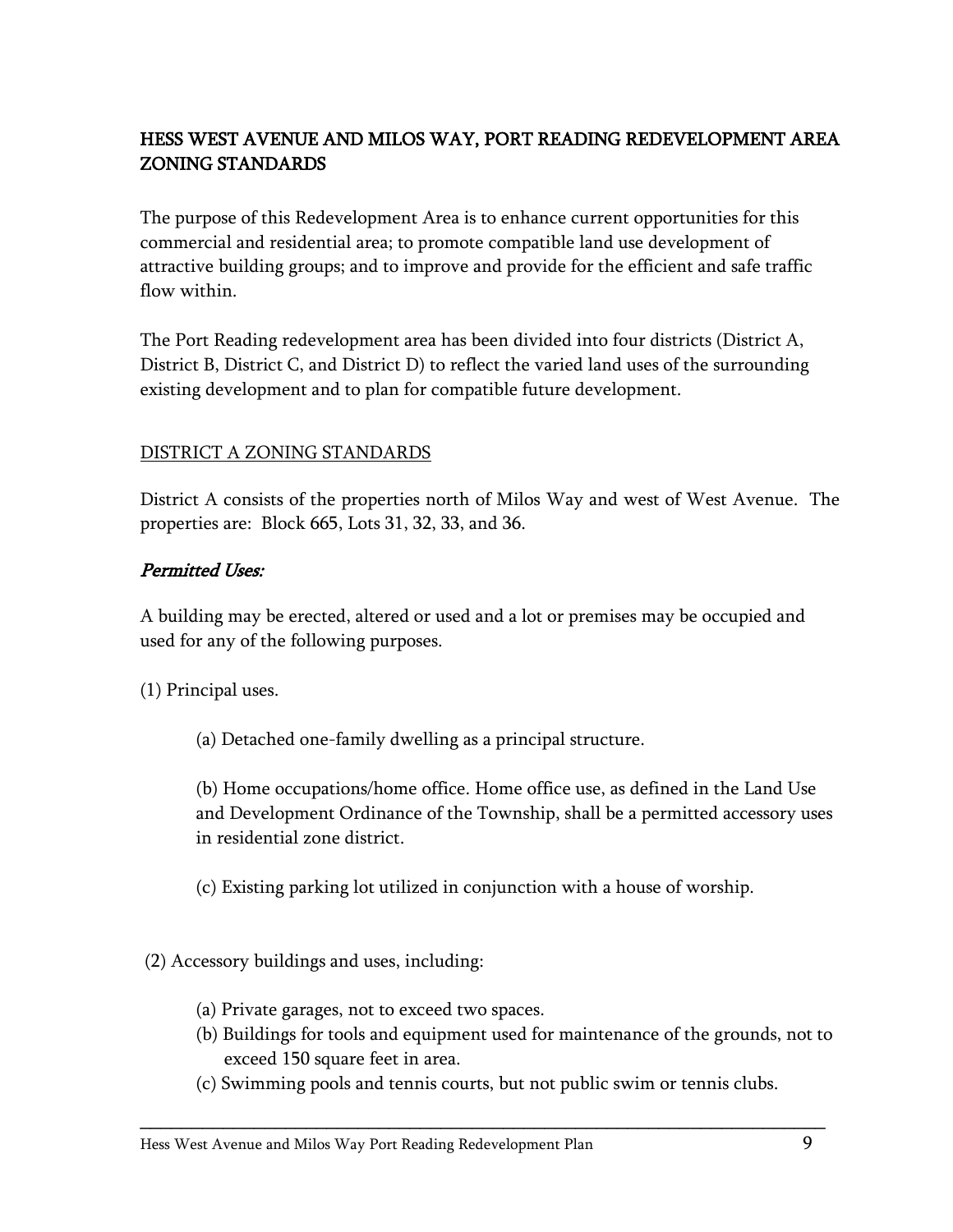## HESS WEST AVENUE AND MILOS WAY, PORT READING REDEVELOPMENT AREA ZONING STANDARDS

The purpose of this Redevelopment Area is to enhance current opportunities for this commercial and residential area; to promote compatible land use development of attractive building groups; and to improve and provide for the efficient and safe traffic flow within.

The Port Reading redevelopment area has been divided into four districts (District A, District B, District C, and District D) to reflect the varied land uses of the surrounding existing development and to plan for compatible future development.

### DISTRICT A ZONING STANDARDS

District A consists of the properties north of Milos Way and west of West Avenue. The properties are: Block 665, Lots 31, 32, 33, and 36.

***Permitted Uses:***

A building may be erected, altered or used and a lot or premises may be occupied and used for any of the following purposes.

(1) Principal uses.

(a) Detached one-family dwelling as a principal structure.

(b) Home occupations/home office. Home office use, as defined in the Land Use and Development Ordinance of the Township, shall be a permitted accessory uses in residential zone district.

(c) Existing parking lot utilized in conjunction with a house of worship.

(2) Accessory buildings and uses, including:

(a) Private garages, not to exceed two spaces.
(b) Buildings for tools and equipment used for maintenance of the grounds, not to exceed 150 square feet in area.
(c) Swimming pools and tennis courts, but not public swim or tennis clubs.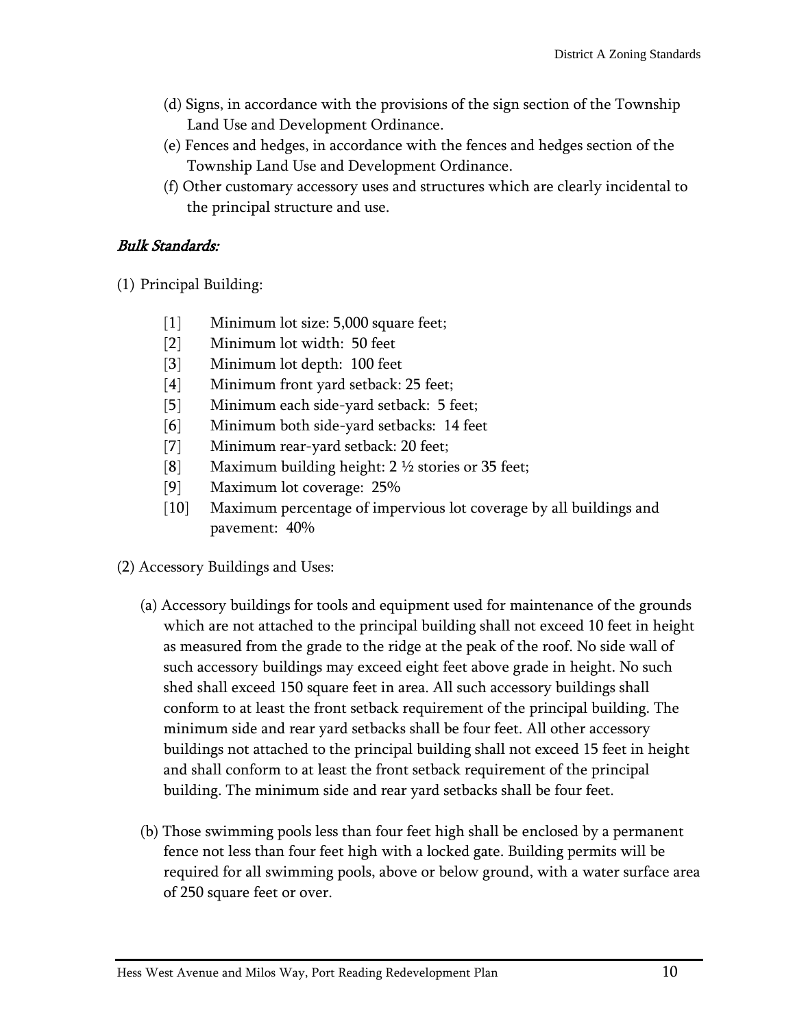(d) Signs, in accordance with the provisions of the sign section of the Township Land Use and Development Ordinance.

(e) Fences and hedges, in accordance with the fences and hedges section of the Township Land Use and Development Ordinance.

(f) Other customary accessory uses and structures which are clearly incidental to the principal structure and use.

### *Bulk Standards:*

(1) Principal Building:

[1] Minimum lot size: 5,000 square feet;
[2] Minimum lot width: 50 feet
[3] Minimum lot depth: 100 feet
[4] Minimum front yard setback: 25 feet;
[5] Minimum each side-yard setback: 5 feet;
[6] Minimum both side-yard setbacks: 14 feet
[7] Minimum rear-yard setback: 20 feet;
[8] Maximum building height: 2 ½ stories or 35 feet;
[9] Maximum lot coverage: 25%
[10] Maximum percentage of impervious lot coverage by all buildings and pavement: 40%

(2) Accessory Buildings and Uses:

(a) Accessory buildings for tools and equipment used for maintenance of the grounds which are not attached to the principal building shall not exceed 10 feet in height as measured from the grade to the ridge at the peak of the roof. No side wall of such accessory buildings may exceed eight feet above grade in height. No such shed shall exceed 150 square feet in area. All such accessory buildings shall conform to at least the front setback requirement of the principal building. The minimum side and rear yard setbacks shall be four feet. All other accessory buildings not attached to the principal building shall not exceed 15 feet in height and shall conform to at least the front setback requirement of the principal building. The minimum side and rear yard setbacks shall be four feet.

(b) Those swimming pools less than four feet high shall be enclosed by a permanent fence not less than four feet high with a locked gate. Building permits will be required for all swimming pools, above or below ground, with a water surface area of 250 square feet or over.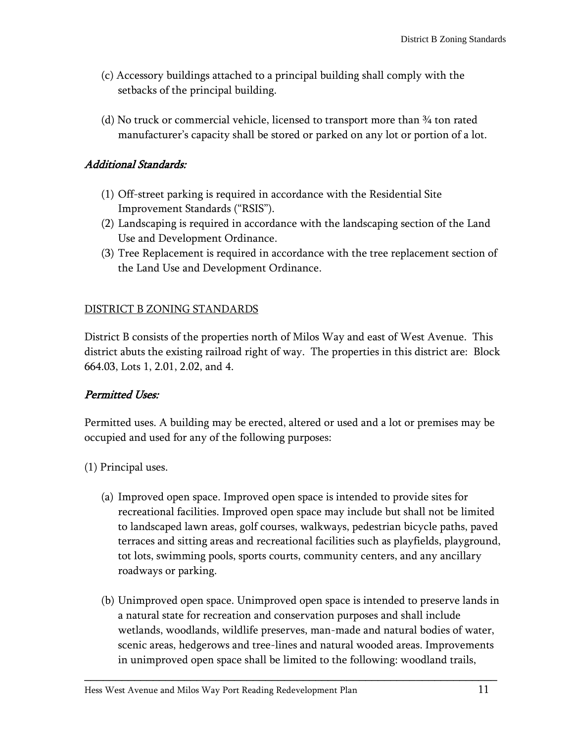(c) Accessory buildings attached to a principal building shall comply with the setbacks of the principal building.

(d) No truck or commercial vehicle, licensed to transport more than ¾ ton rated manufacturer's capacity shall be stored or parked on any lot or portion of a lot.

*Additional Standards:*

(1) Off-street parking is required in accordance with the Residential Site Improvement Standards ("RSIS").
(2) Landscaping is required in accordance with the landscaping section of the Land Use and Development Ordinance.
(3) Tree Replacement is required in accordance with the tree replacement section of the Land Use and Development Ordinance.

## DISTRICT B ZONING STANDARDS

District B consists of the properties north of Milos Way and east of West Avenue. This district abuts the existing railroad right of way. The properties in this district are: Block 664.03, Lots 1, 2.01, 2.02, and 4.

*Permitted Uses:*

Permitted uses. A building may be erected, altered or used and a lot or premises may be occupied and used for any of the following purposes:

(1) Principal uses.

(a) Improved open space. Improved open space is intended to provide sites for recreational facilities. Improved open space may include but shall not be limited to landscaped lawn areas, golf courses, walkways, pedestrian bicycle paths, paved terraces and sitting areas and recreational facilities such as playfields, playground, tot lots, swimming pools, sports courts, community centers, and any ancillary roadways or parking.

(b) Unimproved open space. Unimproved open space is intended to preserve lands in a natural state for recreation and conservation purposes and shall include wetlands, woodlands, wildlife preserves, man-made and natural bodies of water, scenic areas, hedgerows and tree-lines and natural wooded areas. Improvements in unimproved open space shall be limited to the following: woodland trails,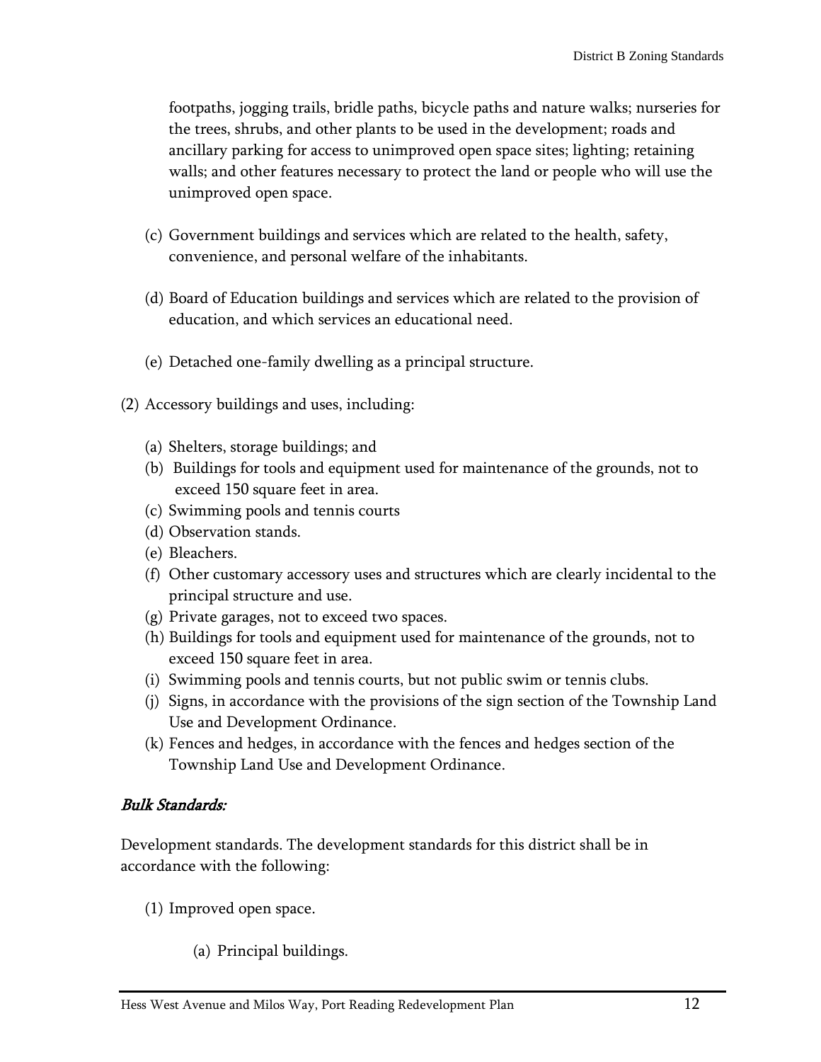footpaths, jogging trails, bridle paths, bicycle paths and nature walks; nurseries for the trees, shrubs, and other plants to be used in the development; roads and ancillary parking for access to unimproved open space sites; lighting; retaining walls; and other features necessary to protect the land or people who will use the unimproved open space.

(c) Government buildings and services which are related to the health, safety, convenience, and personal welfare of the inhabitants.

(d) Board of Education buildings and services which are related to the provision of education, and which services an educational need.

(e) Detached one-family dwelling as a principal structure.

(2) Accessory buildings and uses, including:

(a) Shelters, storage buildings; and
(b) Buildings for tools and equipment used for maintenance of the grounds, not to exceed 150 square feet in area.
(c) Swimming pools and tennis courts
(d) Observation stands.
(e) Bleachers.
(f) Other customary accessory uses and structures which are clearly incidental to the principal structure and use.
(g) Private garages, not to exceed two spaces.
(h) Buildings for tools and equipment used for maintenance of the grounds, not to exceed 150 square feet in area.
(i) Swimming pools and tennis courts, but not public swim or tennis clubs.
(j) Signs, in accordance with the provisions of the sign section of the Township Land Use and Development Ordinance.
(k) Fences and hedges, in accordance with the fences and hedges section of the Township Land Use and Development Ordinance.

*Bulk Standards:*

Development standards. The development standards for this district shall be in accordance with the following:

(1) Improved open space.

(a) Principal buildings.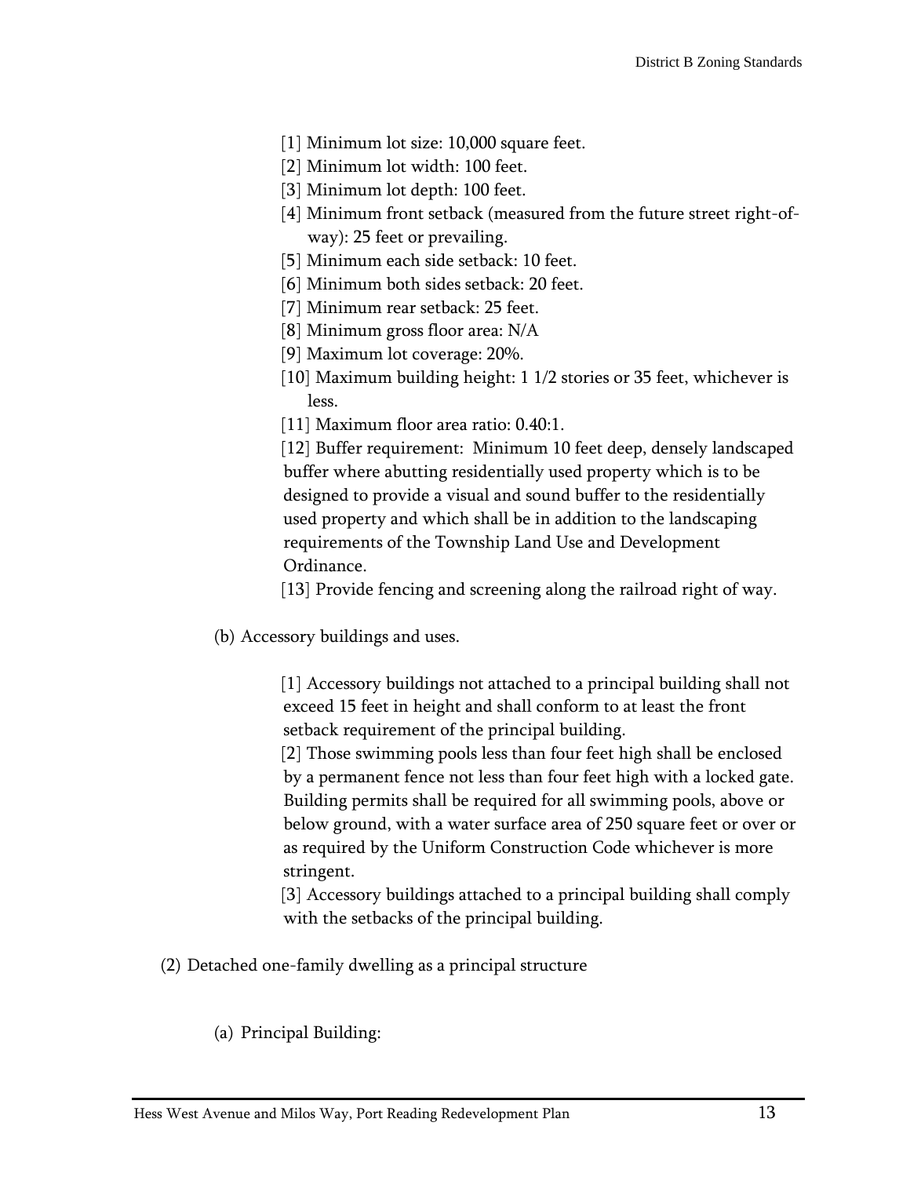[1] Minimum lot size: 10,000 square feet.
[2] Minimum lot width: 100 feet.
[3] Minimum lot depth: 100 feet.
[4] Minimum front setback (measured from the future street right-of-way): 25 feet or prevailing.
[5] Minimum each side setback: 10 feet.
[6] Minimum both sides setback: 20 feet.
[7] Minimum rear setback: 25 feet.
[8] Minimum gross floor area: N/A
[9] Maximum lot coverage: 20%.
[10] Maximum building height: 1 1/2 stories or 35 feet, whichever is less.
[11] Maximum floor area ratio: 0.40:1.
[12] Buffer requirement: Minimum 10 feet deep, densely landscaped buffer where abutting residentially used property which is to be designed to provide a visual and sound buffer to the residentially used property and which shall be in addition to the landscaping requirements of the Township Land Use and Development Ordinance.
[13] Provide fencing and screening along the railroad right of way.

(b) Accessory buildings and uses.

[1] Accessory buildings not attached to a principal building shall not exceed 15 feet in height and shall conform to at least the front setback requirement of the principal building.
[2] Those swimming pools less than four feet high shall be enclosed by a permanent fence not less than four feet high with a locked gate. Building permits shall be required for all swimming pools, above or below ground, with a water surface area of 250 square feet or over or as required by the Uniform Construction Code whichever is more stringent.
[3] Accessory buildings attached to a principal building shall comply with the setbacks of the principal building.

(2) Detached one-family dwelling as a principal structure

(a) Principal Building: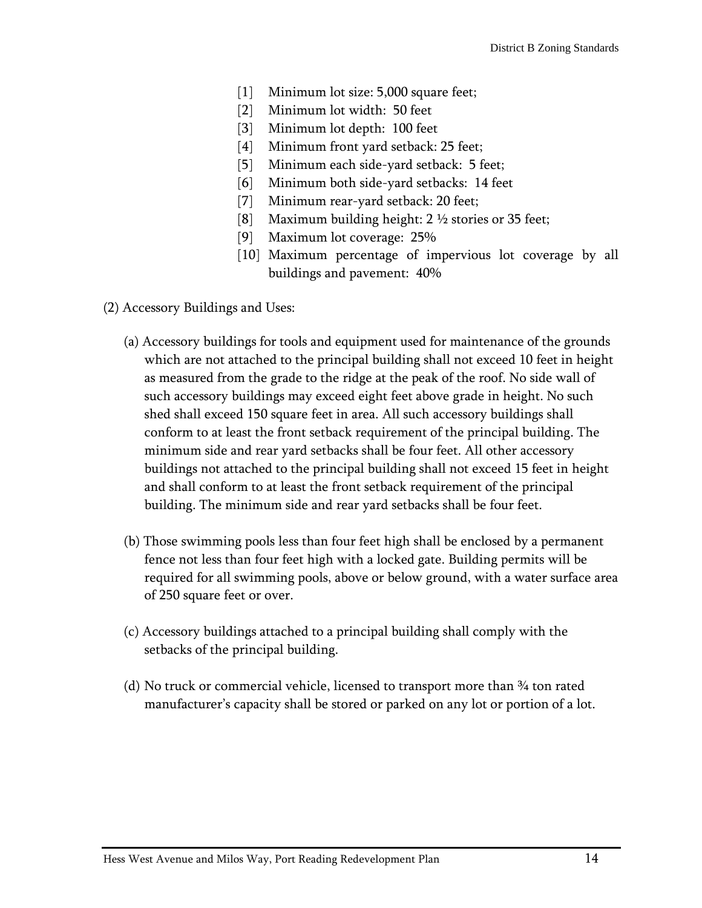[1] Minimum lot size: 5,000 square feet;
[2] Minimum lot width: 50 feet
[3] Minimum lot depth: 100 feet
[4] Minimum front yard setback: 25 feet;
[5] Minimum each side-yard setback: 5 feet;
[6] Minimum both side-yard setbacks: 14 feet
[7] Minimum rear-yard setback: 20 feet;
[8] Maximum building height: 2 ½ stories or 35 feet;
[9] Maximum lot coverage: 25%
[10] Maximum percentage of impervious lot coverage by all buildings and pavement: 40%

(2) Accessory Buildings and Uses:

(a) Accessory buildings for tools and equipment used for maintenance of the grounds which are not attached to the principal building shall not exceed 10 feet in height as measured from the grade to the ridge at the peak of the roof. No side wall of such accessory buildings may exceed eight feet above grade in height. No such shed shall exceed 150 square feet in area. All such accessory buildings shall conform to at least the front setback requirement of the principal building. The minimum side and rear yard setbacks shall be four feet. All other accessory buildings not attached to the principal building shall not exceed 15 feet in height and shall conform to at least the front setback requirement of the principal building. The minimum side and rear yard setbacks shall be four feet.

(b) Those swimming pools less than four feet high shall be enclosed by a permanent fence not less than four feet high with a locked gate. Building permits will be required for all swimming pools, above or below ground, with a water surface area of 250 square feet or over.

(c) Accessory buildings attached to a principal building shall comply with the setbacks of the principal building.

(d) No truck or commercial vehicle, licensed to transport more than ¾ ton rated manufacturer's capacity shall be stored or parked on any lot or portion of a lot.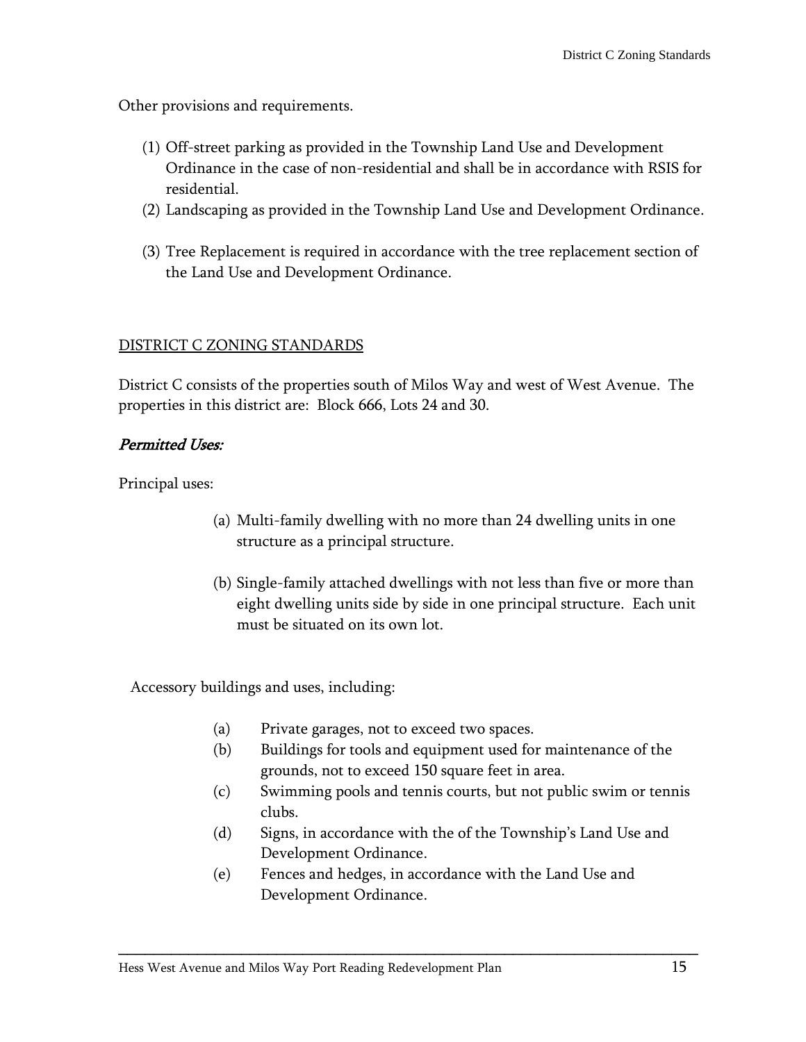Other provisions and requirements.

(1) Off-street parking as provided in the Township Land Use and Development Ordinance in the case of non-residential and shall be in accordance with RSIS for residential.
(2) Landscaping as provided in the Township Land Use and Development Ordinance.

(3) Tree Replacement is required in accordance with the tree replacement section of the Land Use and Development Ordinance.

## DISTRICT C ZONING STANDARDS

District C consists of the properties south of Milos Way and west of West Avenue. The properties in this district are: Block 666, Lots 24 and 30.

### *Permitted Uses:*

Principal uses:

(a) Multi-family dwelling with no more than 24 dwelling units in one structure as a principal structure.

(b) Single-family attached dwellings with not less than five or more than eight dwelling units side by side in one principal structure. Each unit must be situated on its own lot.

Accessory buildings and uses, including:

(a) Private garages, not to exceed two spaces.
(b) Buildings for tools and equipment used for maintenance of the grounds, not to exceed 150 square feet in area.
(c) Swimming pools and tennis courts, but not public swim or tennis clubs.
(d) Signs, in accordance with the of the Township's Land Use and Development Ordinance.
(e) Fences and hedges, in accordance with the Land Use and Development Ordinance.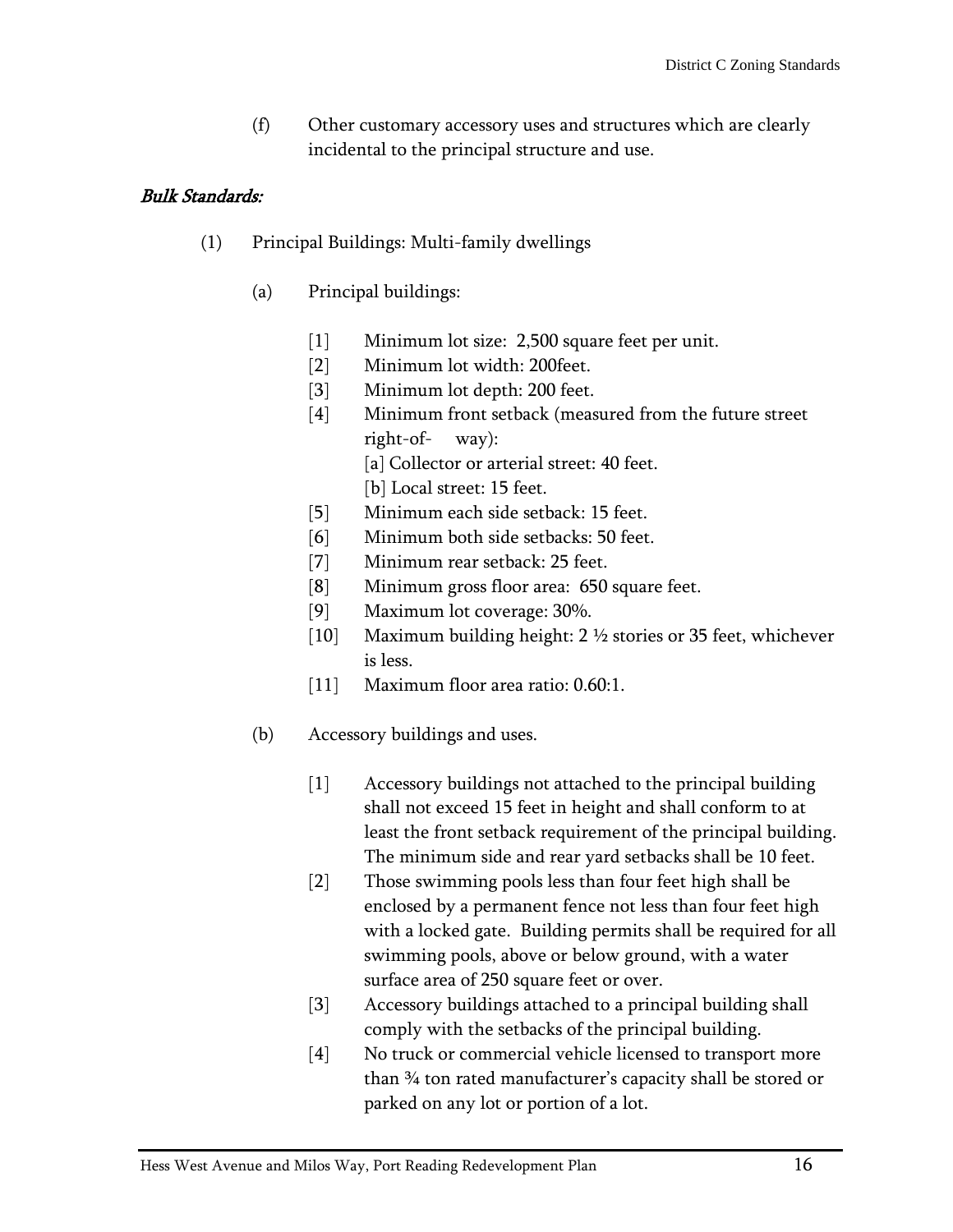(f) Other customary accessory uses and structures which are clearly incidental to the principal structure and use.

***Bulk Standards:***

(1) Principal Buildings: Multi-family dwellings

(a) Principal buildings:

[1] Minimum lot size: 2,500 square feet per unit.
[2] Minimum lot width: 200feet.
[3] Minimum lot depth: 200 feet.
[4] Minimum front setback (measured from the future street right-of- way):
[a] Collector or arterial street: 40 feet.
[b] Local street: 15 feet.
[5] Minimum each side setback: 15 feet.
[6] Minimum both side setbacks: 50 feet.
[7] Minimum rear setback: 25 feet.
[8] Minimum gross floor area: 650 square feet.
[9] Maximum lot coverage: 30%.
[10] Maximum building height: 2 ½ stories or 35 feet, whichever is less.
[11] Maximum floor area ratio: 0.60:1.

(b) Accessory buildings and uses.

[1] Accessory buildings not attached to the principal building shall not exceed 15 feet in height and shall conform to at least the front setback requirement of the principal building. The minimum side and rear yard setbacks shall be 10 feet.
[2] Those swimming pools less than four feet high shall be enclosed by a permanent fence not less than four feet high with a locked gate. Building permits shall be required for all swimming pools, above or below ground, with a water surface area of 250 square feet or over.
[3] Accessory buildings attached to a principal building shall comply with the setbacks of the principal building.
[4] No truck or commercial vehicle licensed to transport more than ¾ ton rated manufacturer's capacity shall be stored or parked on any lot or portion of a lot.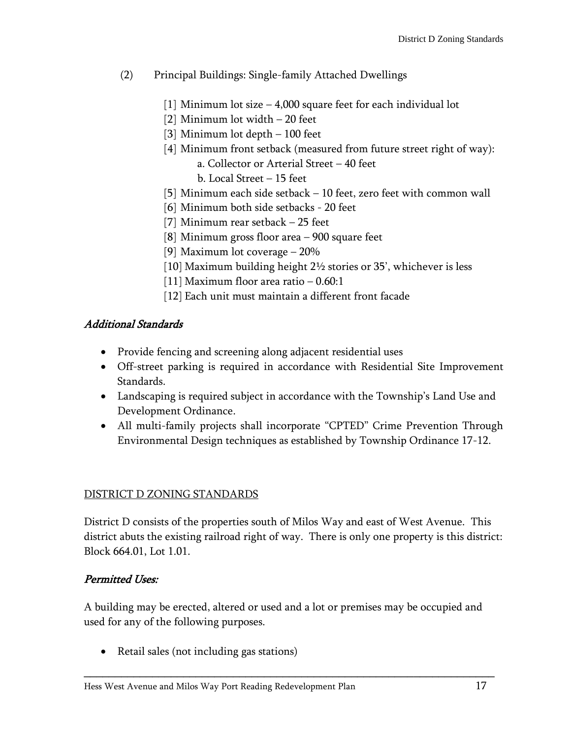(2) Principal Buildings: Single-family Attached Dwellings

[1] Minimum lot size – 4,000 square feet for each individual lot
[2] Minimum lot width – 20 feet
[3] Minimum lot depth – 100 feet
[4] Minimum front setback (measured from future street right of way):
  a. Collector or Arterial Street – 40 feet
  b. Local Street – 15 feet
[5] Minimum each side setback – 10 feet, zero feet with common wall
[6] Minimum both side setbacks - 20 feet
[7] Minimum rear setback – 25 feet
[8] Minimum gross floor area – 900 square feet
[9] Maximum lot coverage – 20%
[10] Maximum building height 2½ stories or 35', whichever is less
[11] Maximum floor area ratio – 0.60:1
[12] Each unit must maintain a different front facade

*Additional Standards*

- Provide fencing and screening along adjacent residential uses
- Off-street parking is required in accordance with Residential Site Improvement Standards.
- Landscaping is required subject in accordance with the Township's Land Use and Development Ordinance.
- All multi-family projects shall incorporate "CPTED" Crime Prevention Through Environmental Design techniques as established by Township Ordinance 17-12.

## DISTRICT D ZONING STANDARDS

District D consists of the properties south of Milos Way and east of West Avenue. This district abuts the existing railroad right of way. There is only one property is this district: Block 664.01, Lot 1.01.

*Permitted Uses:*

A building may be erected, altered or used and a lot or premises may be occupied and used for any of the following purposes.

- Retail sales (not including gas stations)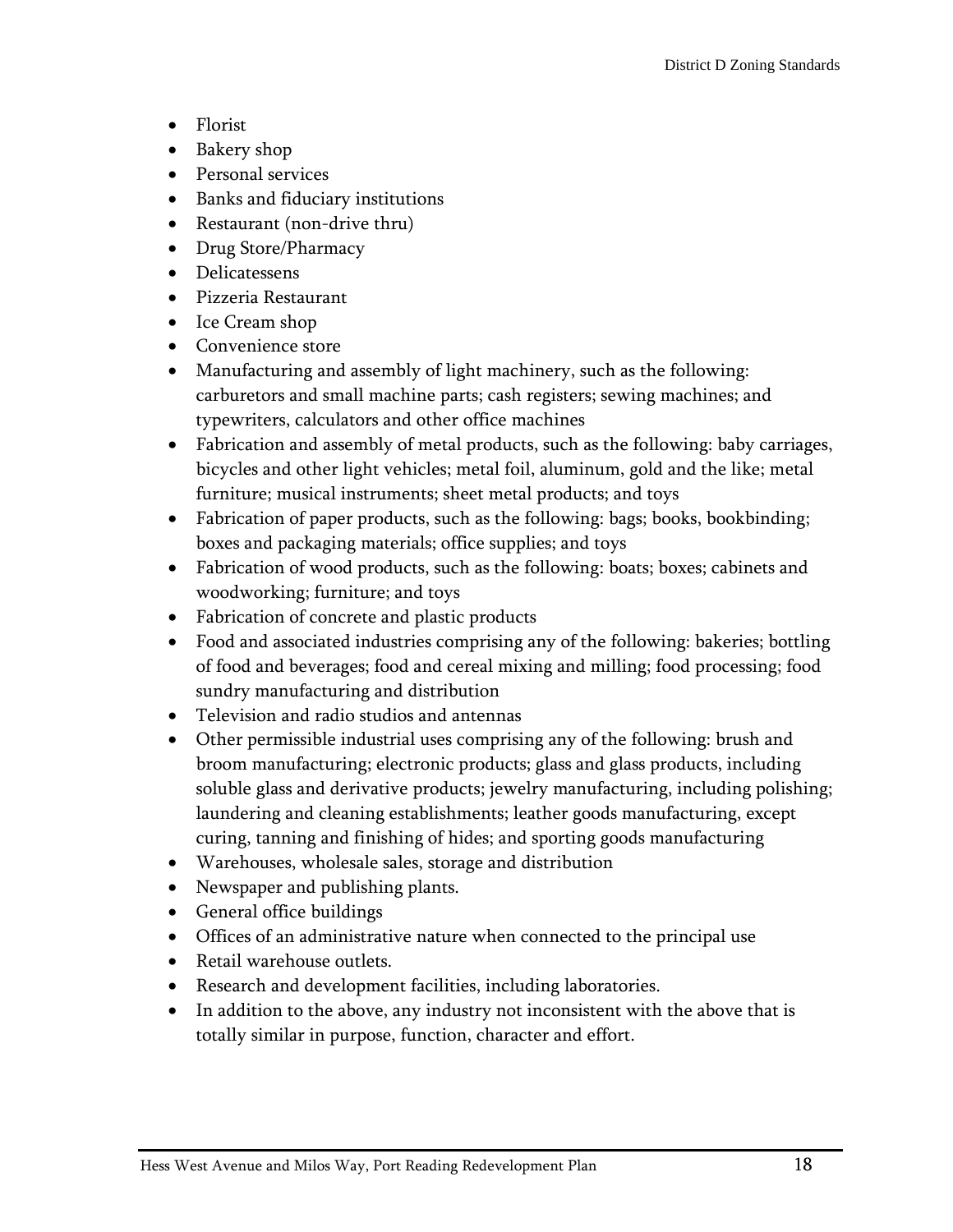- Florist
- Bakery shop
- Personal services
- Banks and fiduciary institutions
- Restaurant (non-drive thru)
- Drug Store/Pharmacy
- Delicatessens
- Pizzeria Restaurant
- Ice Cream shop
- Convenience store
- Manufacturing and assembly of light machinery, such as the following: carburetors and small machine parts; cash registers; sewing machines; and typewriters, calculators and other office machines
- Fabrication and assembly of metal products, such as the following: baby carriages, bicycles and other light vehicles; metal foil, aluminum, gold and the like; metal furniture; musical instruments; sheet metal products; and toys
- Fabrication of paper products, such as the following: bags; books, bookbinding; boxes and packaging materials; office supplies; and toys
- Fabrication of wood products, such as the following: boats; boxes; cabinets and woodworking; furniture; and toys
- Fabrication of concrete and plastic products
- Food and associated industries comprising any of the following: bakeries; bottling of food and beverages; food and cereal mixing and milling; food processing; food sundry manufacturing and distribution
- Television and radio studios and antennas
- Other permissible industrial uses comprising any of the following: brush and broom manufacturing; electronic products; glass and glass products, including soluble glass and derivative products; jewelry manufacturing, including polishing; laundering and cleaning establishments; leather goods manufacturing, except curing, tanning and finishing of hides; and sporting goods manufacturing
- Warehouses, wholesale sales, storage and distribution
- Newspaper and publishing plants.
- General office buildings
- Offices of an administrative nature when connected to the principal use
- Retail warehouse outlets.
- Research and development facilities, including laboratories.
- In addition to the above, any industry not inconsistent with the above that is totally similar in purpose, function, character and effort.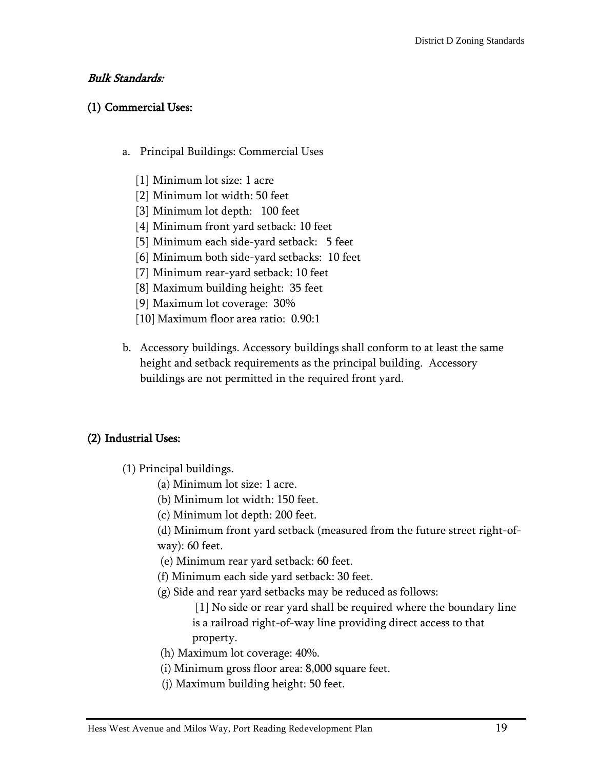### *Bulk Standards:*

#### (1) Commercial Uses:

a. Principal Buildings: Commercial Uses

[1] Minimum lot size: 1 acre
[2] Minimum lot width: 50 feet
[3] Minimum lot depth: 100 feet
[4] Minimum front yard setback: 10 feet
[5] Minimum each side-yard setback: 5 feet
[6] Minimum both side-yard setbacks: 10 feet
[7] Minimum rear-yard setback: 10 feet
[8] Maximum building height: 35 feet
[9] Maximum lot coverage: 30%
[10] Maximum floor area ratio: 0.90:1

b. Accessory buildings. Accessory buildings shall conform to at least the same height and setback requirements as the principal building. Accessory buildings are not permitted in the required front yard.

#### (2) Industrial Uses:

(1) Principal buildings.

(a) Minimum lot size: 1 acre.
(b) Minimum lot width: 150 feet.
(c) Minimum lot depth: 200 feet.
(d) Minimum front yard setback (measured from the future street right-of-way): 60 feet.
(e) Minimum rear yard setback: 60 feet.
(f) Minimum each side yard setback: 30 feet.
(g) Side and rear yard setbacks may be reduced as follows:

[1] No side or rear yard shall be required where the boundary line is a railroad right-of-way line providing direct access to that property.

(h) Maximum lot coverage: 40%.
(i) Minimum gross floor area: 8,000 square feet.
(j) Maximum building height: 50 feet.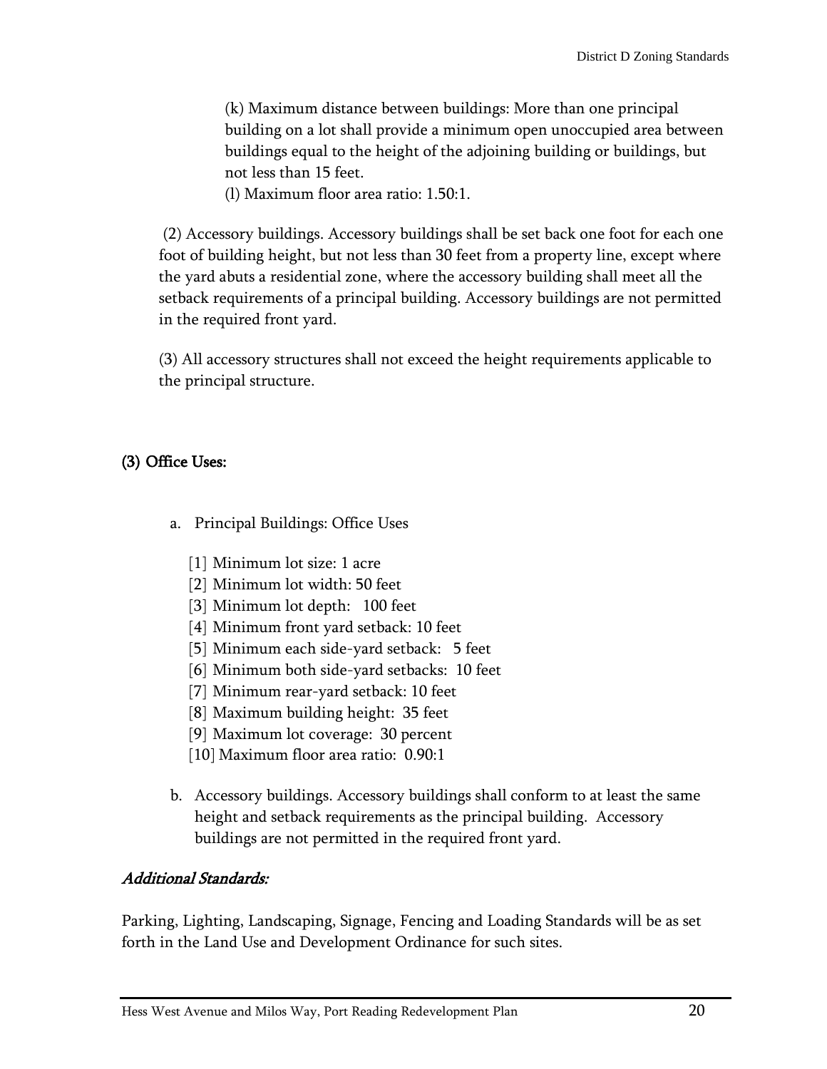(k) Maximum distance between buildings: More than one principal building on a lot shall provide a minimum open unoccupied area between buildings equal to the height of the adjoining building or buildings, but not less than 15 feet.

(l) Maximum floor area ratio: 1.50:1.

(2) Accessory buildings. Accessory buildings shall be set back one foot for each one foot of building height, but not less than 30 feet from a property line, except where the yard abuts a residential zone, where the accessory building shall meet all the setback requirements of a principal building. Accessory buildings are not permitted in the required front yard.

(3) All accessory structures shall not exceed the height requirements applicable to the principal structure.

**(3) Office Uses:**

a. Principal Buildings: Office Uses

[1] Minimum lot size: 1 acre
[2] Minimum lot width: 50 feet
[3] Minimum lot depth: 100 feet
[4] Minimum front yard setback: 10 feet
[5] Minimum each side-yard setback: 5 feet
[6] Minimum both side-yard setbacks: 10 feet
[7] Minimum rear-yard setback: 10 feet
[8] Maximum building height: 35 feet
[9] Maximum lot coverage: 30 percent
[10] Maximum floor area ratio: 0.90:1

b. Accessory buildings. Accessory buildings shall conform to at least the same height and setback requirements as the principal building. Accessory buildings are not permitted in the required front yard.

***Additional Standards:***

Parking, Lighting, Landscaping, Signage, Fencing and Loading Standards will be as set forth in the Land Use and Development Ordinance for such sites.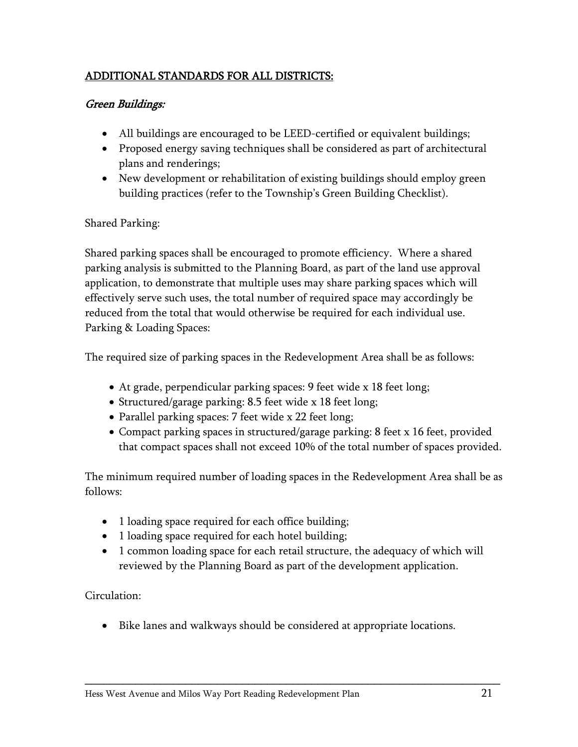## ADDITIONAL STANDARDS FOR ALL DISTRICTS:

### *Green Buildings:*

- All buildings are encouraged to be LEED-certified or equivalent buildings;
- Proposed energy saving techniques shall be considered as part of architectural plans and renderings;
- New development or rehabilitation of existing buildings should employ green building practices (refer to the Township's Green Building Checklist).

Shared Parking:

Shared parking spaces shall be encouraged to promote efficiency. Where a shared parking analysis is submitted to the Planning Board, as part of the land use approval application, to demonstrate that multiple uses may share parking spaces which will effectively serve such uses, the total number of required space may accordingly be reduced from the total that would otherwise be required for each individual use.
Parking & Loading Spaces:

The required size of parking spaces in the Redevelopment Area shall be as follows:

- At grade, perpendicular parking spaces: 9 feet wide x 18 feet long;
- Structured/garage parking: 8.5 feet wide x 18 feet long;
- Parallel parking spaces: 7 feet wide x 22 feet long;
- Compact parking spaces in structured/garage parking: 8 feet x 16 feet, provided that compact spaces shall not exceed 10% of the total number of spaces provided.

The minimum required number of loading spaces in the Redevelopment Area shall be as follows:

- 1 loading space required for each office building;
- 1 loading space required for each hotel building;
- 1 common loading space for each retail structure, the adequacy of which will reviewed by the Planning Board as part of the development application.

Circulation:

- Bike lanes and walkways should be considered at appropriate locations.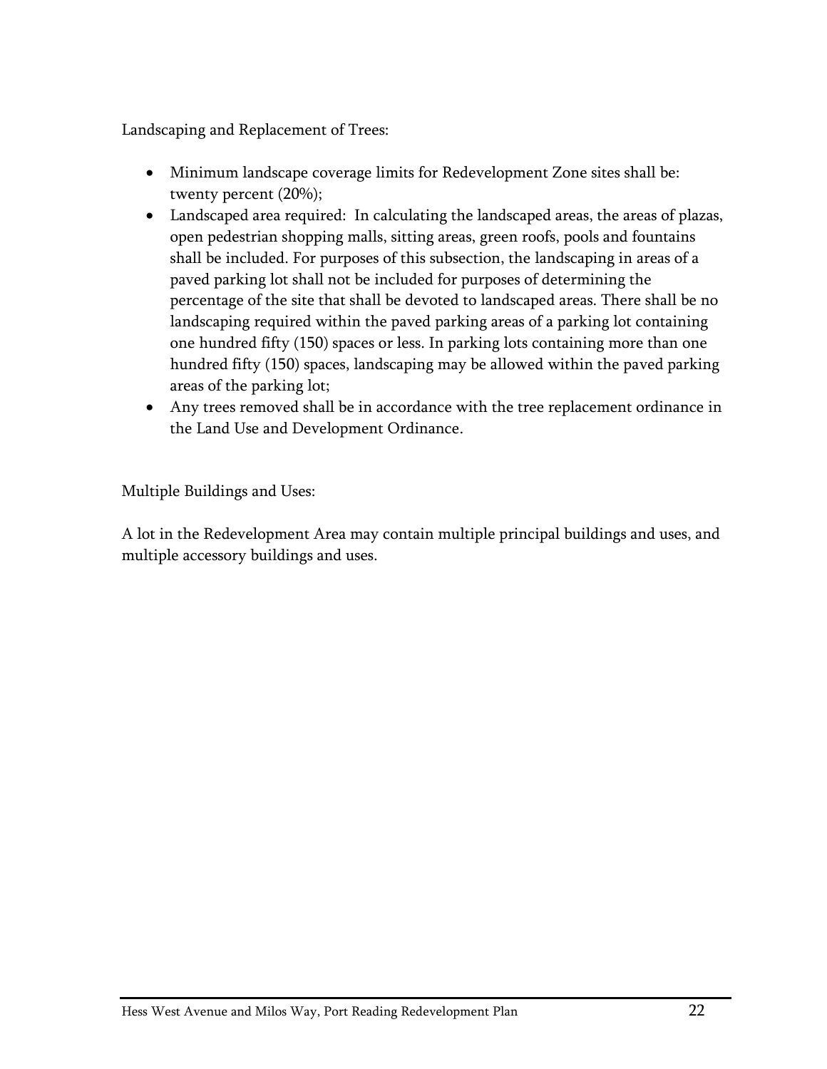Landscaping and Replacement of Trees:

- Minimum landscape coverage limits for Redevelopment Zone sites shall be: twenty percent (20%);
- Landscaped area required: In calculating the landscaped areas, the areas of plazas, open pedestrian shopping malls, sitting areas, green roofs, pools and fountains shall be included. For purposes of this subsection, the landscaping in areas of a paved parking lot shall not be included for purposes of determining the percentage of the site that shall be devoted to landscaped areas. There shall be no landscaping required within the paved parking areas of a parking lot containing one hundred fifty (150) spaces or less. In parking lots containing more than one hundred fifty (150) spaces, landscaping may be allowed within the paved parking areas of the parking lot;
- Any trees removed shall be in accordance with the tree replacement ordinance in the Land Use and Development Ordinance.

Multiple Buildings and Uses:

A lot in the Redevelopment Area may contain multiple principal buildings and uses, and multiple accessory buildings and uses.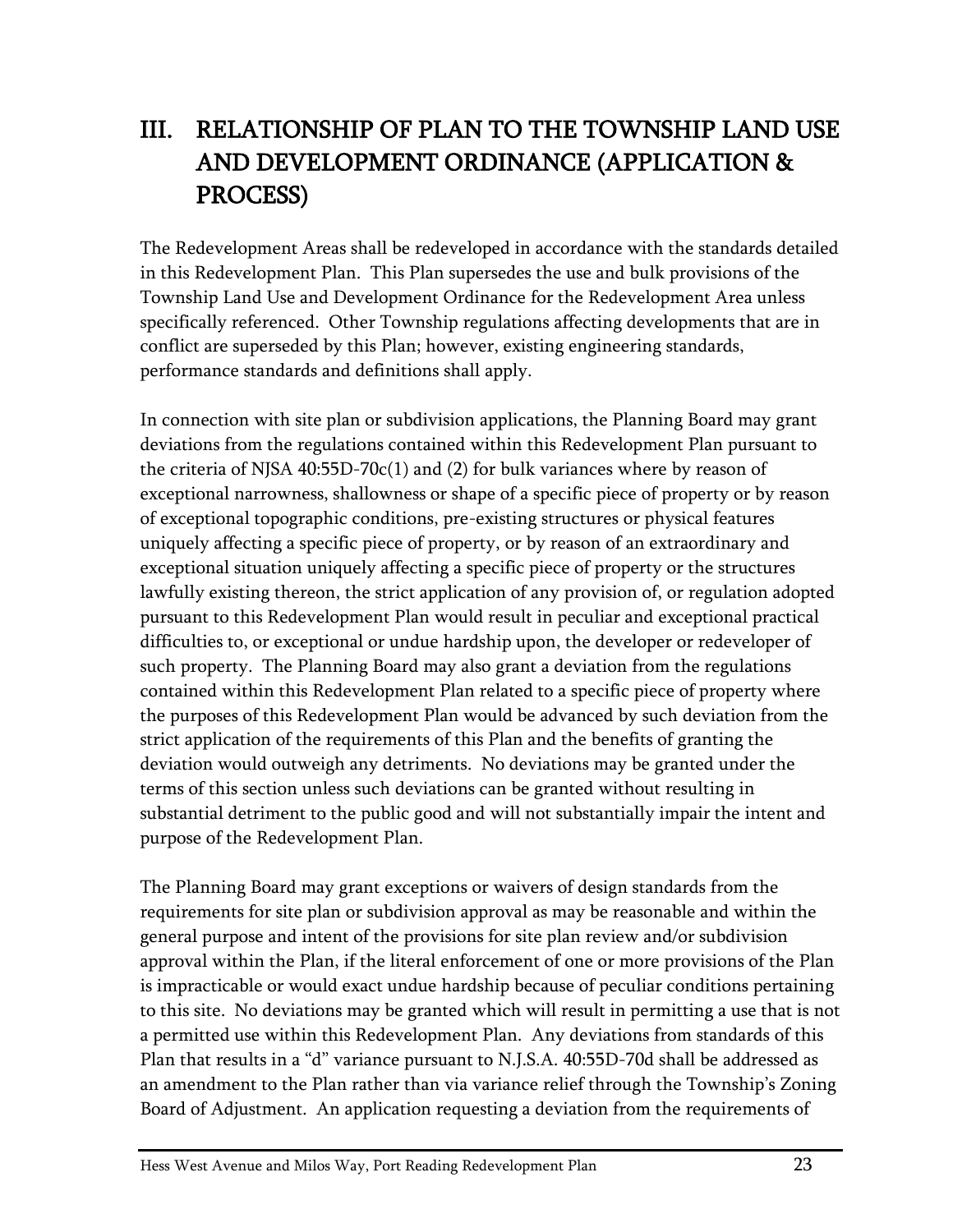# III. RELATIONSHIP OF PLAN TO THE TOWNSHIP LAND USE AND DEVELOPMENT ORDINANCE (APPLICATION & PROCESS)

The Redevelopment Areas shall be redeveloped in accordance with the standards detailed in this Redevelopment Plan. This Plan supersedes the use and bulk provisions of the Township Land Use and Development Ordinance for the Redevelopment Area unless specifically referenced. Other Township regulations affecting developments that are in conflict are superseded by this Plan; however, existing engineering standards, performance standards and definitions shall apply.

In connection with site plan or subdivision applications, the Planning Board may grant deviations from the regulations contained within this Redevelopment Plan pursuant to the criteria of NJSA 40:55D-70c(1) and (2) for bulk variances where by reason of exceptional narrowness, shallowness or shape of a specific piece of property or by reason of exceptional topographic conditions, pre-existing structures or physical features uniquely affecting a specific piece of property, or by reason of an extraordinary and exceptional situation uniquely affecting a specific piece of property or the structures lawfully existing thereon, the strict application of any provision of, or regulation adopted pursuant to this Redevelopment Plan would result in peculiar and exceptional practical difficulties to, or exceptional or undue hardship upon, the developer or redeveloper of such property. The Planning Board may also grant a deviation from the regulations contained within this Redevelopment Plan related to a specific piece of property where the purposes of this Redevelopment Plan would be advanced by such deviation from the strict application of the requirements of this Plan and the benefits of granting the deviation would outweigh any detriments. No deviations may be granted under the terms of this section unless such deviations can be granted without resulting in substantial detriment to the public good and will not substantially impair the intent and purpose of the Redevelopment Plan.

The Planning Board may grant exceptions or waivers of design standards from the requirements for site plan or subdivision approval as may be reasonable and within the general purpose and intent of the provisions for site plan review and/or subdivision approval within the Plan, if the literal enforcement of one or more provisions of the Plan is impracticable or would exact undue hardship because of peculiar conditions pertaining to this site. No deviations may be granted which will result in permitting a use that is not a permitted use within this Redevelopment Plan. Any deviations from standards of this Plan that results in a "d" variance pursuant to N.J.S.A. 40:55D-70d shall be addressed as an amendment to the Plan rather than via variance relief through the Township's Zoning Board of Adjustment. An application requesting a deviation from the requirements of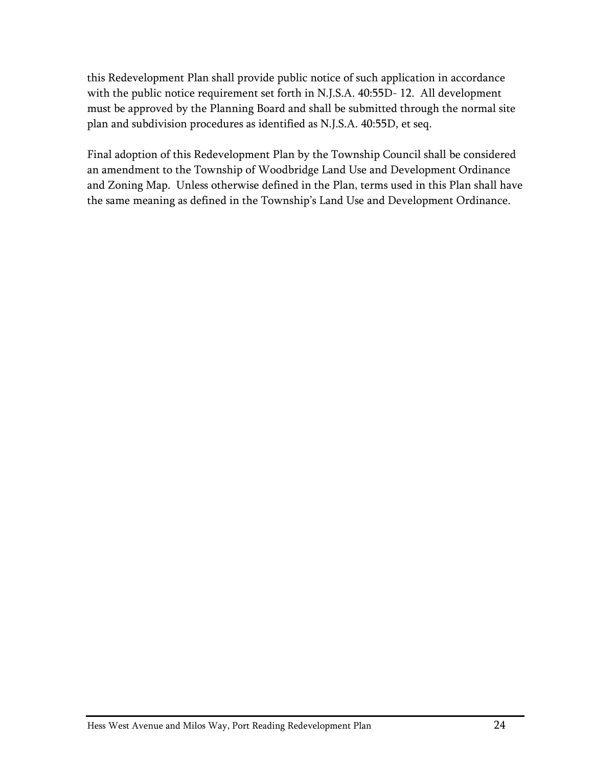this Redevelopment Plan shall provide public notice of such application in accordance with the public notice requirement set forth in N.J.S.A. 40:55D- 12. All development must be approved by the Planning Board and shall be submitted through the normal site plan and subdivision procedures as identified as N.J.S.A. 40:55D, et seq.

Final adoption of this Redevelopment Plan by the Township Council shall be considered an amendment to the Township of Woodbridge Land Use and Development Ordinance and Zoning Map. Unless otherwise defined in the Plan, terms used in this Plan shall have the same meaning as defined in the Township's Land Use and Development Ordinance.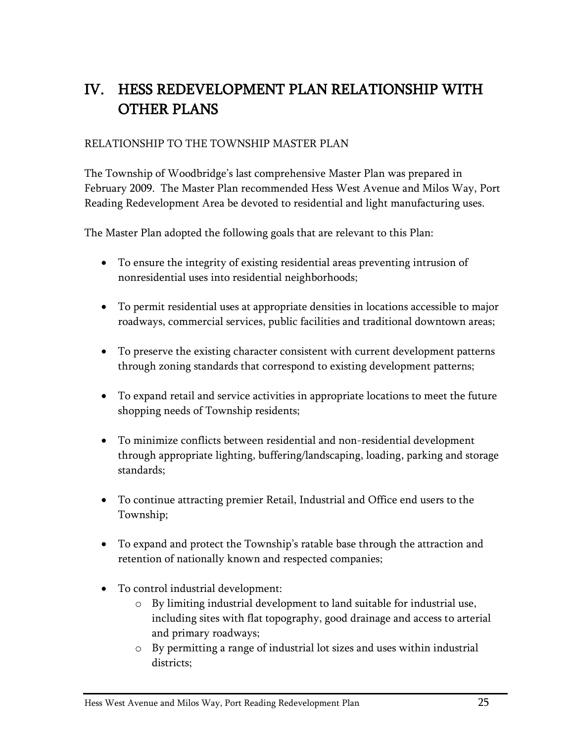# IV. HESS REDEVELOPMENT PLAN RELATIONSHIP WITH OTHER PLANS

RELATIONSHIP TO THE TOWNSHIP MASTER PLAN

The Township of Woodbridge's last comprehensive Master Plan was prepared in February 2009. The Master Plan recommended Hess West Avenue and Milos Way, Port Reading Redevelopment Area be devoted to residential and light manufacturing uses.

The Master Plan adopted the following goals that are relevant to this Plan:

- To ensure the integrity of existing residential areas preventing intrusion of nonresidential uses into residential neighborhoods;
- To permit residential uses at appropriate densities in locations accessible to major roadways, commercial services, public facilities and traditional downtown areas;
- To preserve the existing character consistent with current development patterns through zoning standards that correspond to existing development patterns;
- To expand retail and service activities in appropriate locations to meet the future shopping needs of Township residents;
- To minimize conflicts between residential and non-residential development through appropriate lighting, buffering/landscaping, loading, parking and storage standards;
- To continue attracting premier Retail, Industrial and Office end users to the Township;
- To expand and protect the Township's ratable base through the attraction and retention of nationally known and respected companies;
- To control industrial development:
  - By limiting industrial development to land suitable for industrial use, including sites with flat topography, good drainage and access to arterial and primary roadways;
  - By permitting a range of industrial lot sizes and uses within industrial districts;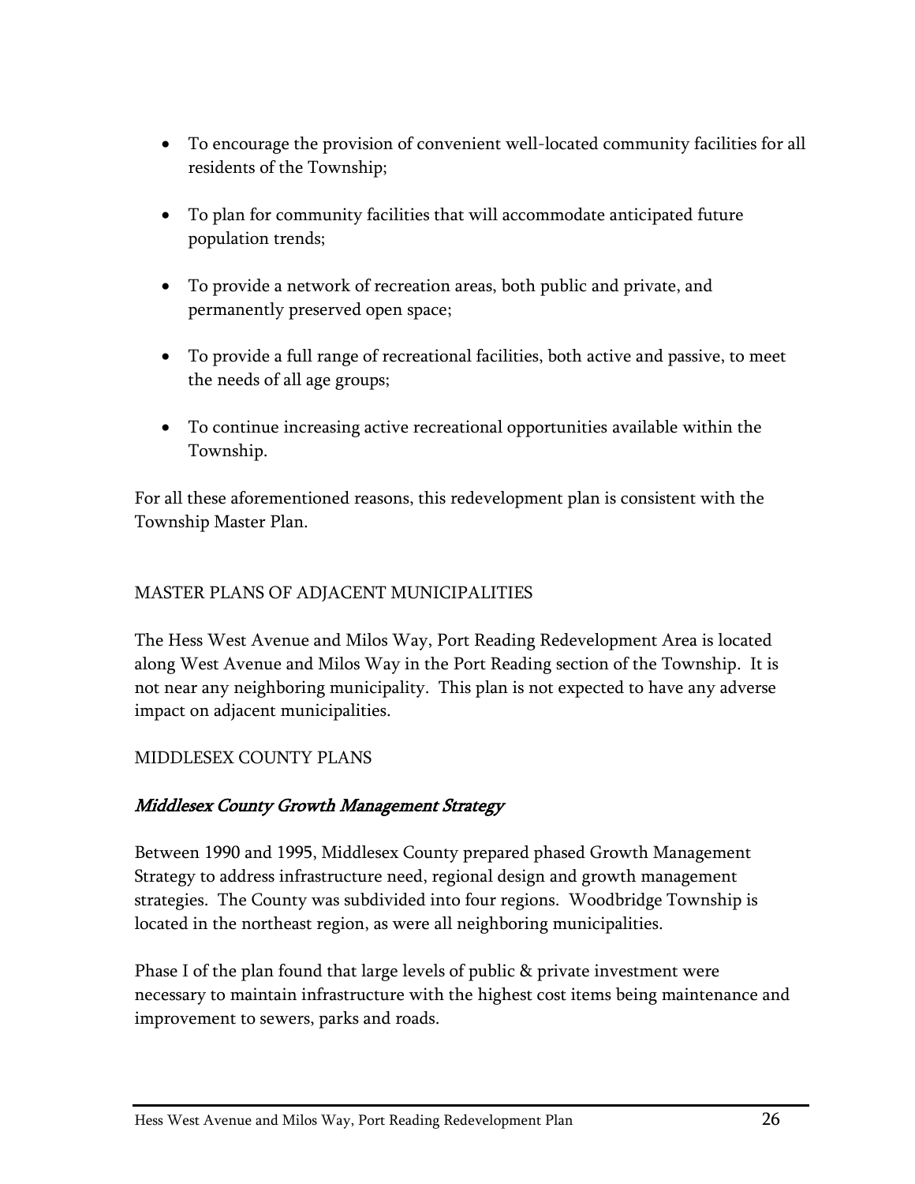- To encourage the provision of convenient well-located community facilities for all residents of the Township;
- To plan for community facilities that will accommodate anticipated future population trends;
- To provide a network of recreation areas, both public and private, and permanently preserved open space;
- To provide a full range of recreational facilities, both active and passive, to meet the needs of all age groups;
- To continue increasing active recreational opportunities available within the Township.

For all these aforementioned reasons, this redevelopment plan is consistent with the Township Master Plan.

## MASTER PLANS OF ADJACENT MUNICIPALITIES

The Hess West Avenue and Milos Way, Port Reading Redevelopment Area is located along West Avenue and Milos Way in the Port Reading section of the Township. It is not near any neighboring municipality. This plan is not expected to have any adverse impact on adjacent municipalities.

## MIDDLESEX COUNTY PLANS

### *Middlesex County Growth Management Strategy*

Between 1990 and 1995, Middlesex County prepared phased Growth Management Strategy to address infrastructure need, regional design and growth management strategies. The County was subdivided into four regions. Woodbridge Township is located in the northeast region, as were all neighboring municipalities.

Phase I of the plan found that large levels of public & private investment were necessary to maintain infrastructure with the highest cost items being maintenance and improvement to sewers, parks and roads.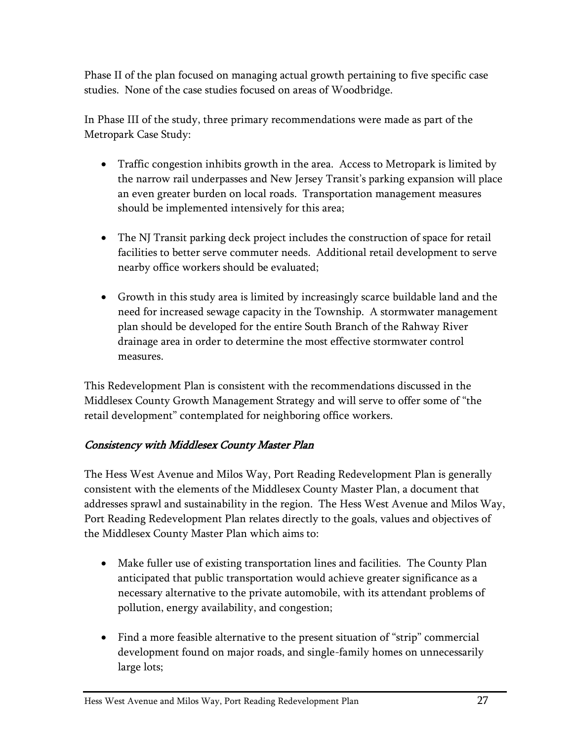Phase II of the plan focused on managing actual growth pertaining to five specific case studies. None of the case studies focused on areas of Woodbridge.

In Phase III of the study, three primary recommendations were made as part of the Metropark Case Study:

- Traffic congestion inhibits growth in the area. Access to Metropark is limited by the narrow rail underpasses and New Jersey Transit's parking expansion will place an even greater burden on local roads. Transportation management measures should be implemented intensively for this area;

- The NJ Transit parking deck project includes the construction of space for retail facilities to better serve commuter needs. Additional retail development to serve nearby office workers should be evaluated;

- Growth in this study area is limited by increasingly scarce buildable land and the need for increased sewage capacity in the Township. A stormwater management plan should be developed for the entire South Branch of the Rahway River drainage area in order to determine the most effective stormwater control measures.

This Redevelopment Plan is consistent with the recommendations discussed in the Middlesex County Growth Management Strategy and will serve to offer some of "the retail development" contemplated for neighboring office workers.

### *Consistency with Middlesex County Master Plan*

The Hess West Avenue and Milos Way, Port Reading Redevelopment Plan is generally consistent with the elements of the Middlesex County Master Plan, a document that addresses sprawl and sustainability in the region. The Hess West Avenue and Milos Way, Port Reading Redevelopment Plan relates directly to the goals, values and objectives of the Middlesex County Master Plan which aims to:

- Make fuller use of existing transportation lines and facilities. The County Plan anticipated that public transportation would achieve greater significance as a necessary alternative to the private automobile, with its attendant problems of pollution, energy availability, and congestion;

- Find a more feasible alternative to the present situation of "strip" commercial development found on major roads, and single-family homes on unnecessarily large lots;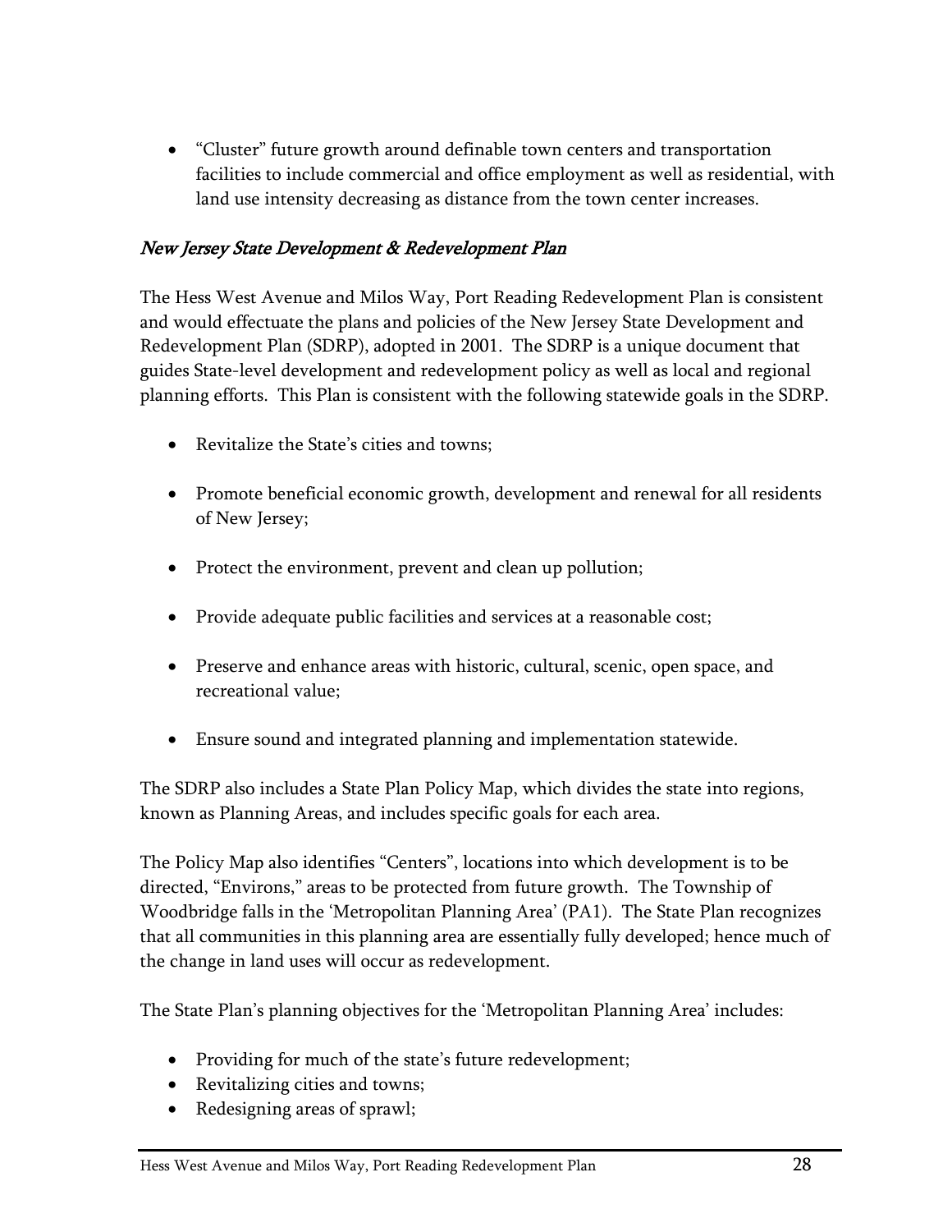- "Cluster" future growth around definable town centers and transportation facilities to include commercial and office employment as well as residential, with land use intensity decreasing as distance from the town center increases.

### *New Jersey State Development & Redevelopment Plan*

The Hess West Avenue and Milos Way, Port Reading Redevelopment Plan is consistent and would effectuate the plans and policies of the New Jersey State Development and Redevelopment Plan (SDRP), adopted in 2001. The SDRP is a unique document that guides State-level development and redevelopment policy as well as local and regional planning efforts. This Plan is consistent with the following statewide goals in the SDRP.

- Revitalize the State's cities and towns;
- Promote beneficial economic growth, development and renewal for all residents of New Jersey;
- Protect the environment, prevent and clean up pollution;
- Provide adequate public facilities and services at a reasonable cost;
- Preserve and enhance areas with historic, cultural, scenic, open space, and recreational value;
- Ensure sound and integrated planning and implementation statewide.

The SDRP also includes a State Plan Policy Map, which divides the state into regions, known as Planning Areas, and includes specific goals for each area.

The Policy Map also identifies "Centers", locations into which development is to be directed, "Environs," areas to be protected from future growth. The Township of Woodbridge falls in the 'Metropolitan Planning Area' (PA1). The State Plan recognizes that all communities in this planning area are essentially fully developed; hence much of the change in land uses will occur as redevelopment.

The State Plan's planning objectives for the 'Metropolitan Planning Area' includes:

- Providing for much of the state's future redevelopment;
- Revitalizing cities and towns;
- Redesigning areas of sprawl;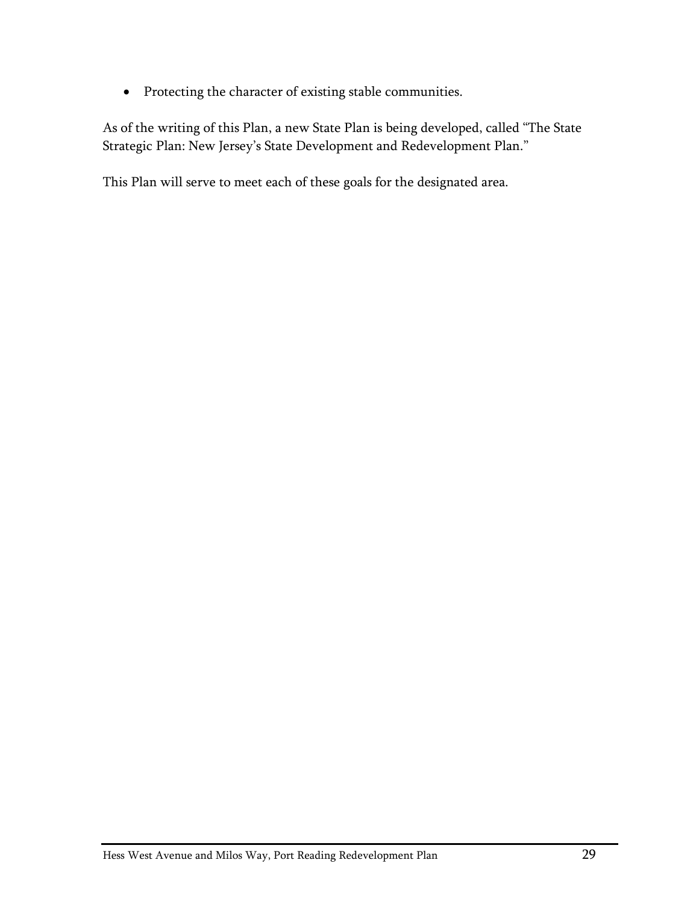- Protecting the character of existing stable communities.

As of the writing of this Plan, a new State Plan is being developed, called "The State Strategic Plan: New Jersey's State Development and Redevelopment Plan."

This Plan will serve to meet each of these goals for the designated area.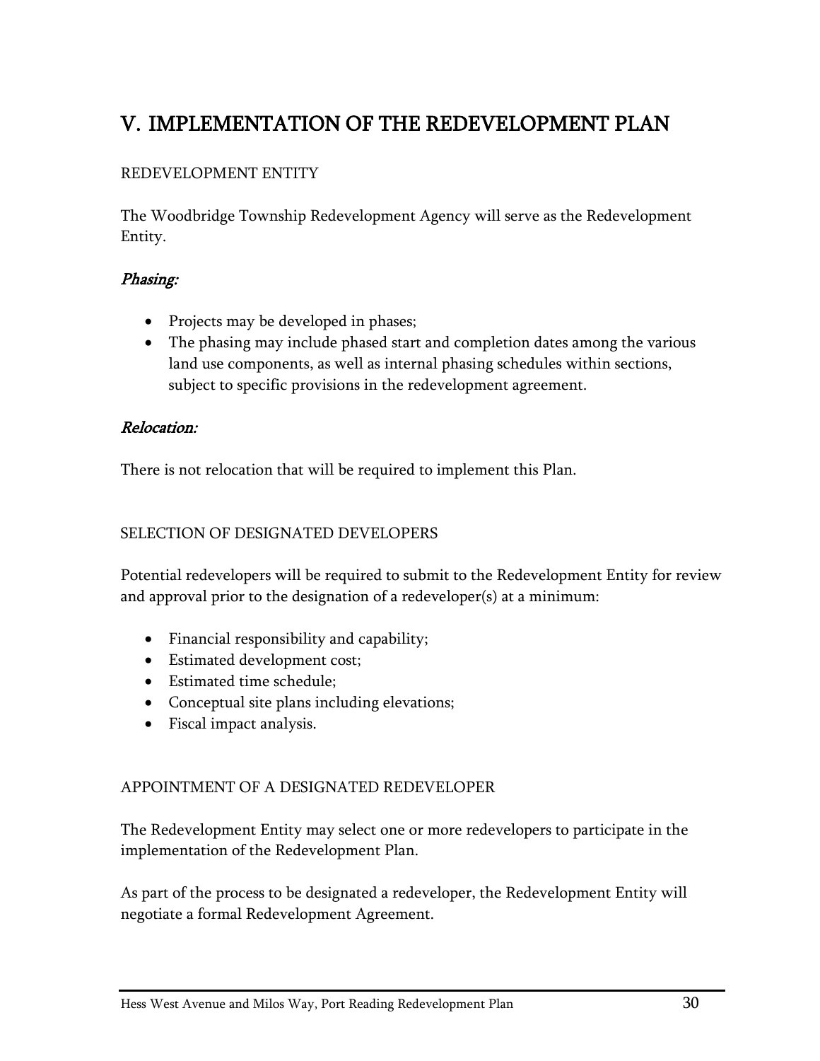# V. IMPLEMENTATION OF THE REDEVELOPMENT PLAN

REDEVELOPMENT ENTITY

The Woodbridge Township Redevelopment Agency will serve as the Redevelopment Entity.

*Phasing:*

- Projects may be developed in phases;
- The phasing may include phased start and completion dates among the various land use components, as well as internal phasing schedules within sections, subject to specific provisions in the redevelopment agreement.

*Relocation:*

There is not relocation that will be required to implement this Plan.

SELECTION OF DESIGNATED DEVELOPERS

Potential redevelopers will be required to submit to the Redevelopment Entity for review and approval prior to the designation of a redeveloper(s) at a minimum:

- Financial responsibility and capability;
- Estimated development cost;
- Estimated time schedule;
- Conceptual site plans including elevations;
- Fiscal impact analysis.

APPOINTMENT OF A DESIGNATED REDEVELOPER

The Redevelopment Entity may select one or more redevelopers to participate in the implementation of the Redevelopment Plan.

As part of the process to be designated a redeveloper, the Redevelopment Entity will negotiate a formal Redevelopment Agreement.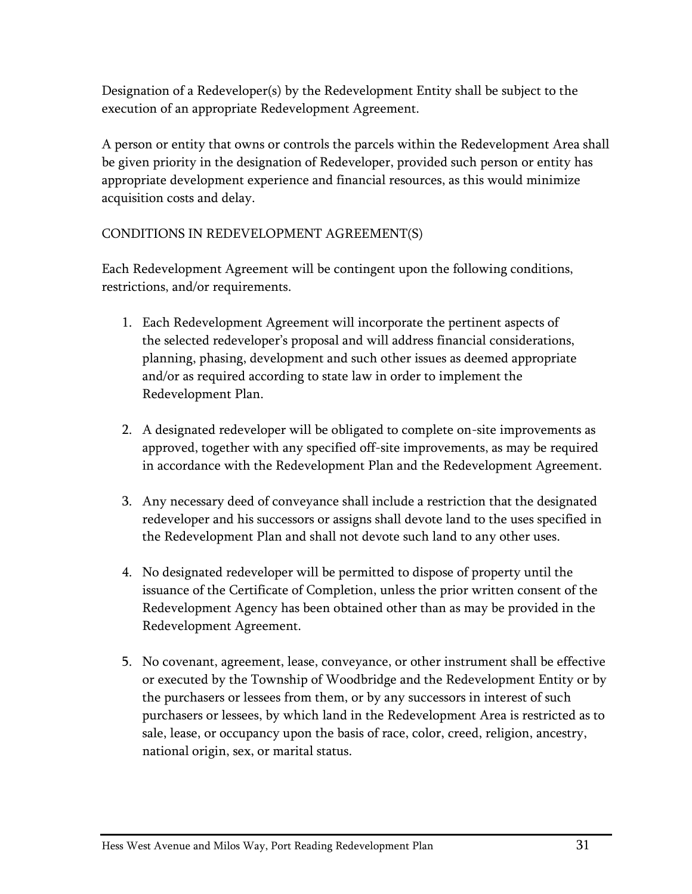Designation of a Redeveloper(s) by the Redevelopment Entity shall be subject to the execution of an appropriate Redevelopment Agreement.

A person or entity that owns or controls the parcels within the Redevelopment Area shall be given priority in the designation of Redeveloper, provided such person or entity has appropriate development experience and financial resources, as this would minimize acquisition costs and delay.

## CONDITIONS IN REDEVELOPMENT AGREEMENT(S)

Each Redevelopment Agreement will be contingent upon the following conditions, restrictions, and/or requirements.

1. Each Redevelopment Agreement will incorporate the pertinent aspects of the selected redeveloper's proposal and will address financial considerations, planning, phasing, development and such other issues as deemed appropriate and/or as required according to state law in order to implement the Redevelopment Plan.

2. A designated redeveloper will be obligated to complete on-site improvements as approved, together with any specified off-site improvements, as may be required in accordance with the Redevelopment Plan and the Redevelopment Agreement.

3. Any necessary deed of conveyance shall include a restriction that the designated redeveloper and his successors or assigns shall devote land to the uses specified in the Redevelopment Plan and shall not devote such land to any other uses.

4. No designated redeveloper will be permitted to dispose of property until the issuance of the Certificate of Completion, unless the prior written consent of the Redevelopment Agency has been obtained other than as may be provided in the Redevelopment Agreement.

5. No covenant, agreement, lease, conveyance, or other instrument shall be effective or executed by the Township of Woodbridge and the Redevelopment Entity or by the purchasers or lessees from them, or by any successors in interest of such purchasers or lessees, by which land in the Redevelopment Area is restricted as to sale, lease, or occupancy upon the basis of race, color, creed, religion, ancestry, national origin, sex, or marital status.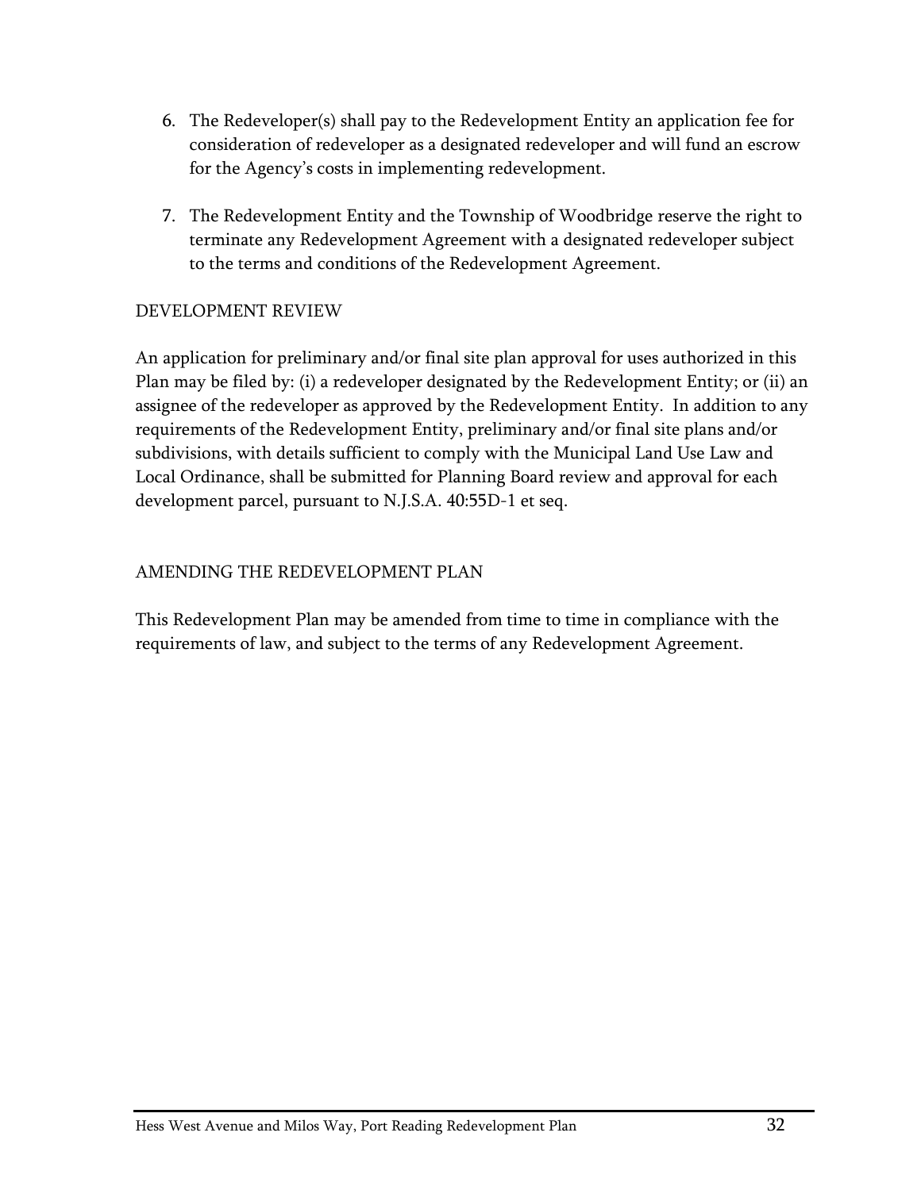6. The Redeveloper(s) shall pay to the Redevelopment Entity an application fee for consideration of redeveloper as a designated redeveloper and will fund an escrow for the Agency's costs in implementing redevelopment.

7. The Redevelopment Entity and the Township of Woodbridge reserve the right to terminate any Redevelopment Agreement with a designated redeveloper subject to the terms and conditions of the Redevelopment Agreement.

## DEVELOPMENT REVIEW

An application for preliminary and/or final site plan approval for uses authorized in this Plan may be filed by: (i) a redeveloper designated by the Redevelopment Entity; or (ii) an assignee of the redeveloper as approved by the Redevelopment Entity. In addition to any requirements of the Redevelopment Entity, preliminary and/or final site plans and/or subdivisions, with details sufficient to comply with the Municipal Land Use Law and Local Ordinance, shall be submitted for Planning Board review and approval for each development parcel, pursuant to N.J.S.A. 40:55D-1 et seq.

## AMENDING THE REDEVELOPMENT PLAN

This Redevelopment Plan may be amended from time to time in compliance with the requirements of law, and subject to the terms of any Redevelopment Agreement.